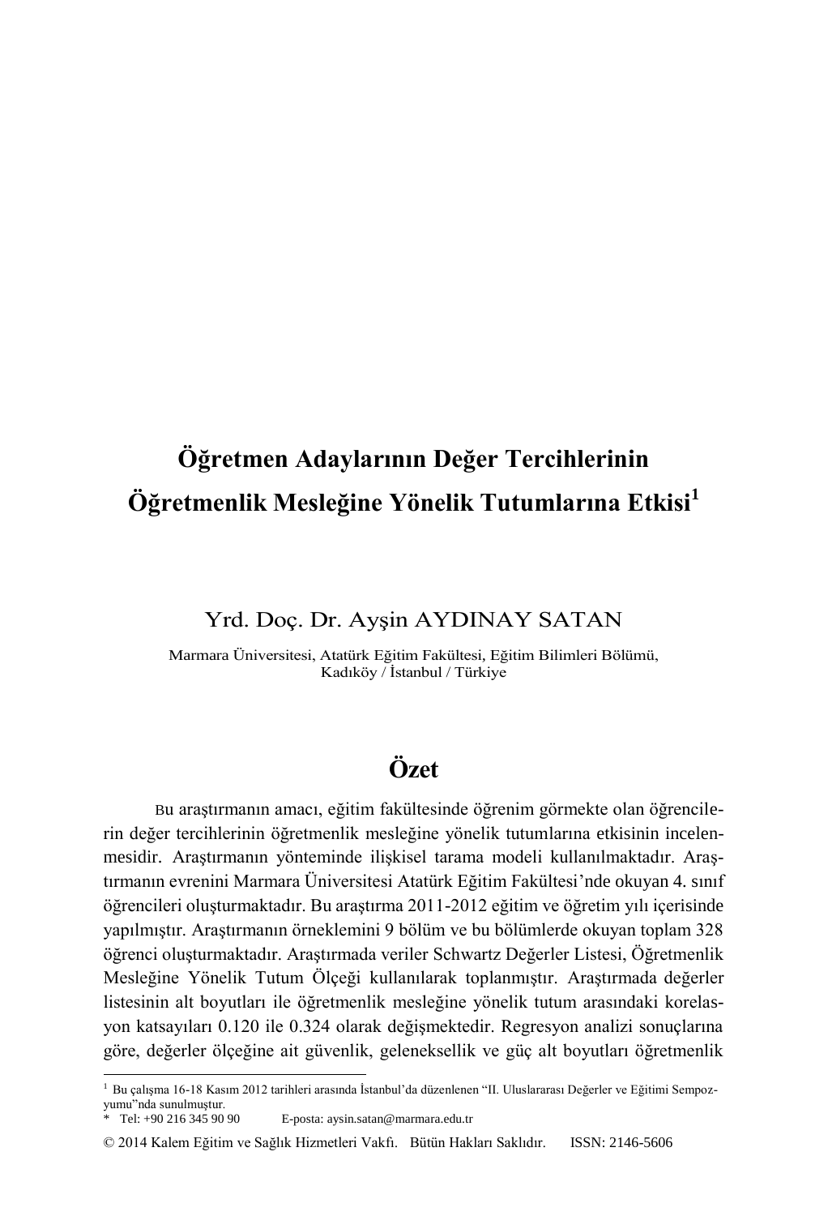# Öğretmen Adaylarının Değer Tercihlerinin Öğretmenlik Mesleğine Yönelik Tutumlarına Etkisi[1]

Yrd. Doç. Dr. Ayşin AYDINAY SATAN

Marmara Üniversitesi, Atatürk Eğitim Fakültesi, Eğitim Bilimleri Bölümü, Kadıköy / İstanbul / Türkiye

## Özet

Bu araştırmanın amacı, eğitim fakültesinde öğrenim görmekte olan öğrencilerin değer tercihlerinin öğretmenlik mesleğine yönelik tutumlarına etkisinin incelenmesidir. Araştırmanın yönteminde ilişkisel tarama modeli kullanılmaktadır. Araştırmanın evrenini Marmara Üniversitesi Atatürk Eğitim Fakültesi'nde okuyan 4. sınıf öğrencileri oluşturmaktadır. Bu araştırma 2011-2012 eğitim ve öğretim yılı içerisinde yapılmıştır. Araştırmanın örneklemini 9 bölüm ve bu bölümlerde okuyan toplam 328 öğrenci oluşturmaktadır. Araştırmada veriler Schwartz Değerler Listesi, Öğretmenlik Mesleğine Yönelik Tutum Ölçeği kullanılarak toplanmıştır. Araştırmada değerler listesinin alt boyutları ile öğretmenlik mesleğine yönelik tutum arasındaki korelasyon katsayıları 0.120 ile 0.324 olarak değişmektedir. Regresyon analizi sonuçlarına göre, değerler ölçeğine ait güvenlik, geleneksellik ve güç alt boyutları öğretmenlik

---

[1] Bu çalışma 16-18 Kasım 2012 tarihleri arasında İstanbul'da düzenlenen "II. Uluslararası Değerler ve Eğitimi Sempozyumu"nda sunulmuştur.

* Tel: +90 216 345 90 90 E-posta: aysin.satan@marmara.edu.tr

© 2014 Kalem Eğitim ve Sağlık Hizmetleri Vakfı. Bütün Hakları Saklıdır. ISSN: 2146-5606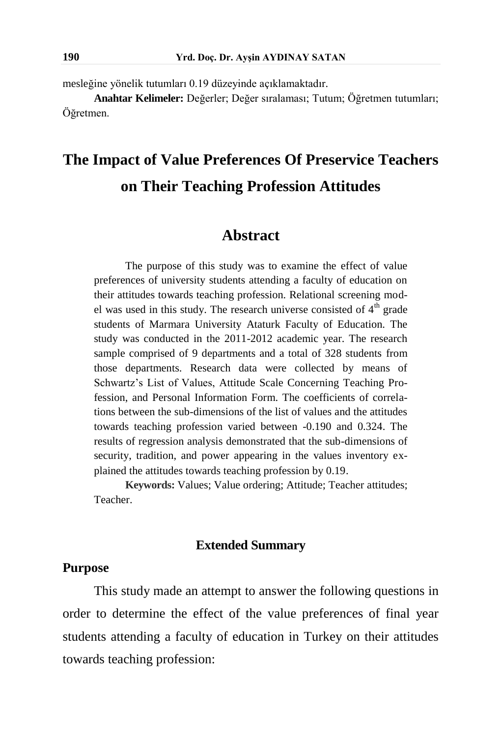mesleğine yönelik tutumları 0.19 düzeyinde açıklamaktadır.

**Anahtar Kelimeler:** Değerler; Değer sıralaması; Tutum; Öğretmen tutumları; Öğretmen.

# The Impact of Value Preferences Of Preservice Teachers on Their Teaching Profession Attitudes

## Abstract

The purpose of this study was to examine the effect of value preferences of university students attending a faculty of education on their attitudes towards teaching profession. Relational screening model was used in this study. The research universe consisted of $4^{th}$ grade students of Marmara University Ataturk Faculty of Education. The study was conducted in the 2011-2012 academic year. The research sample comprised of 9 departments and a total of 328 students from those departments. Research data were collected by means of Schwartz's List of Values, Attitude Scale Concerning Teaching Profession, and Personal Information Form. The coefficients of correlations between the sub-dimensions of the list of values and the attitudes towards teaching profession varied between -0.190 and 0.324. The results of regression analysis demonstrated that the sub-dimensions of security, tradition, and power appearing in the values inventory explained the attitudes towards teaching profession by 0.19.

**Keywords:** Values; Value ordering; Attitude; Teacher attitudes; Teacher.

### Extended Summary

### Purpose

This study made an attempt to answer the following questions in order to determine the effect of the value preferences of final year students attending a faculty of education in Turkey on their attitudes towards teaching profession: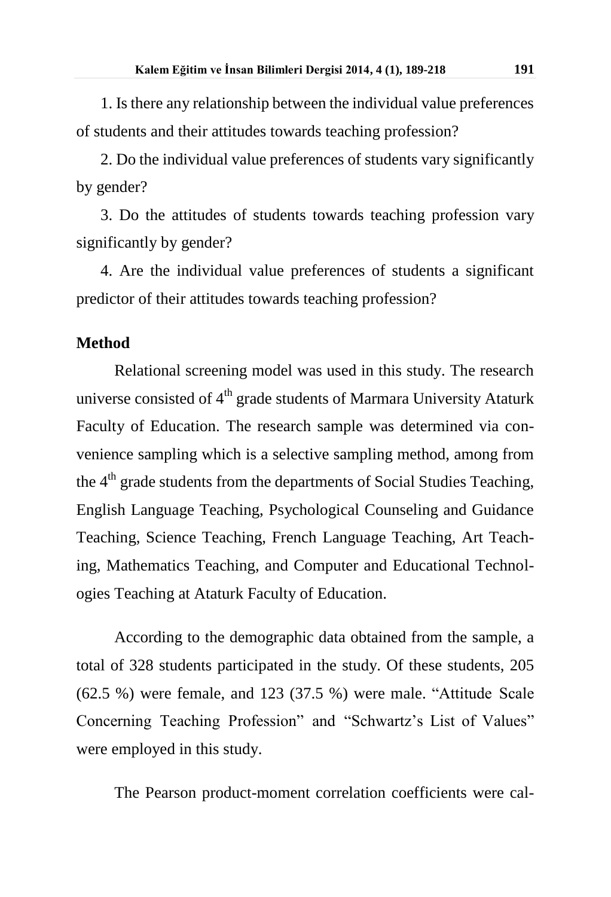1. Is there any relationship between the individual value preferences of students and their attitudes towards teaching profession?

2. Do the individual value preferences of students vary significantly by gender?

3. Do the attitudes of students towards teaching profession vary significantly by gender?

4. Are the individual value preferences of students a significant predictor of their attitudes towards teaching profession?

## Method

Relational screening model was used in this study. The research universe consisted of $4^{th}$ grade students of Marmara University Ataturk Faculty of Education. The research sample was determined via convenience sampling which is a selective sampling method, among from the $4^{th}$ grade students from the departments of Social Studies Teaching, English Language Teaching, Psychological Counseling and Guidance Teaching, Science Teaching, French Language Teaching, Art Teaching, Mathematics Teaching, and Computer and Educational Technologies Teaching at Ataturk Faculty of Education.

According to the demographic data obtained from the sample, a total of 328 students participated in the study. Of these students, 205 (62.5 %) were female, and 123 (37.5 %) were male. "Attitude Scale Concerning Teaching Profession" and "Schwartz's List of Values" were employed in this study.

The Pearson product-moment correlation coefficients were cal-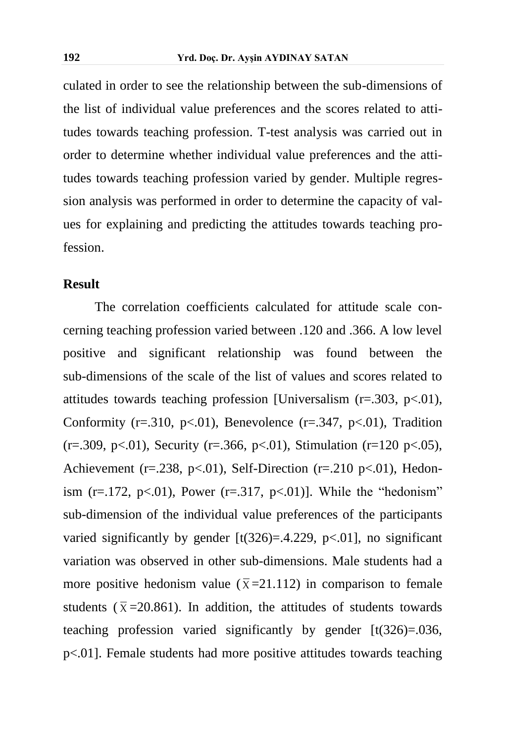culated in order to see the relationship between the sub-dimensions of the list of individual value preferences and the scores related to attitudes towards teaching profession. T-test analysis was carried out in order to determine whether individual value preferences and the attitudes towards teaching profession varied by gender. Multiple regression analysis was performed in order to determine the capacity of values for explaining and predicting the attitudes towards teaching profession.

## Result

The correlation coefficients calculated for attitude scale concerning teaching profession varied between .120 and .366. A low level positive and significant relationship was found between the sub-dimensions of the scale of the list of values and scores related to attitudes towards teaching profession [Universalism ($r=.303$, $p<.01$), Conformity ($r=.310$, $p<.01$), Benevolence ($r=.347$, $p<.01$), Tradition ($r=.309$, $p<.01$), Security ($r=.366$, $p<.01$), Stimulation ($r=120$ $p<.05$), Achievement ($r=.238$, $p<.01$), Self-Direction ($r=.210$ $p<.01$), Hedonism ($r=.172$, $p<.01$), Power ($r=.317$, $p<.01$)]. While the "hedonism" sub-dimension of the individual value preferences of the participants varied significantly by gender [$t(326)=.4.229$, $p<.01$], no significant variation was observed in other sub-dimensions. Male students had a more positive hedonism value ($\bar{X}=21.112$) in comparison to female students ($\bar{X}=20.861$). In addition, the attitudes of students towards teaching profession varied significantly by gender [$t(326)=.036$, $p<.01$]. Female students had more positive attitudes towards teaching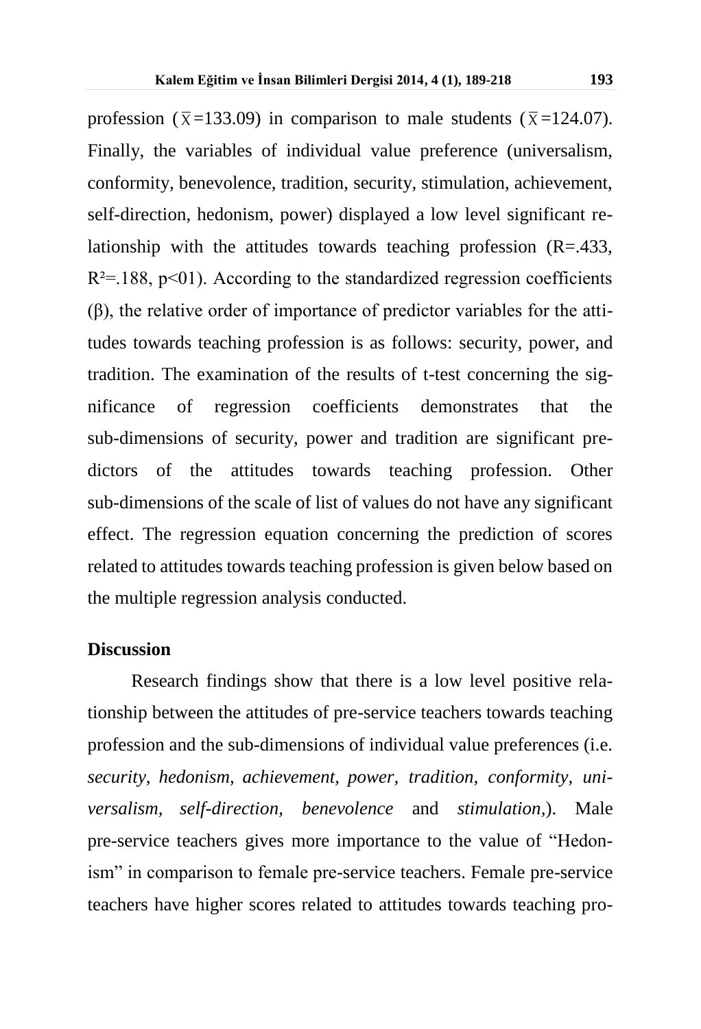profession ($\bar{X}$=133.09) in comparison to male students ($\bar{X}$=124.07). Finally, the variables of individual value preference (universalism, conformity, benevolence, tradition, security, stimulation, achievement, self-direction, hedonism, power) displayed a low level significant relationship with the attitudes towards teaching profession (R=.433, $R^2$=.188, p<01). According to the standardized regression coefficients (β), the relative order of importance of predictor variables for the attitudes towards teaching profession is as follows: security, power, and tradition. The examination of the results of t-test concerning the significance of regression coefficients demonstrates that the sub-dimensions of security, power and tradition are significant predictors of the attitudes towards teaching profession. Other sub-dimensions of the scale of list of values do not have any significant effect. The regression equation concerning the prediction of scores related to attitudes towards teaching profession is given below based on the multiple regression analysis conducted.

## Discussion

Research findings show that there is a low level positive relationship between the attitudes of pre-service teachers towards teaching profession and the sub-dimensions of individual value preferences (i.e. *security, hedonism, achievement, power, tradition, conformity, universalism, self-direction, benevolence* and *stimulation*,). Male pre-service teachers gives more importance to the value of "Hedonism" in comparison to female pre-service teachers. Female pre-service teachers have higher scores related to attitudes towards teaching pro-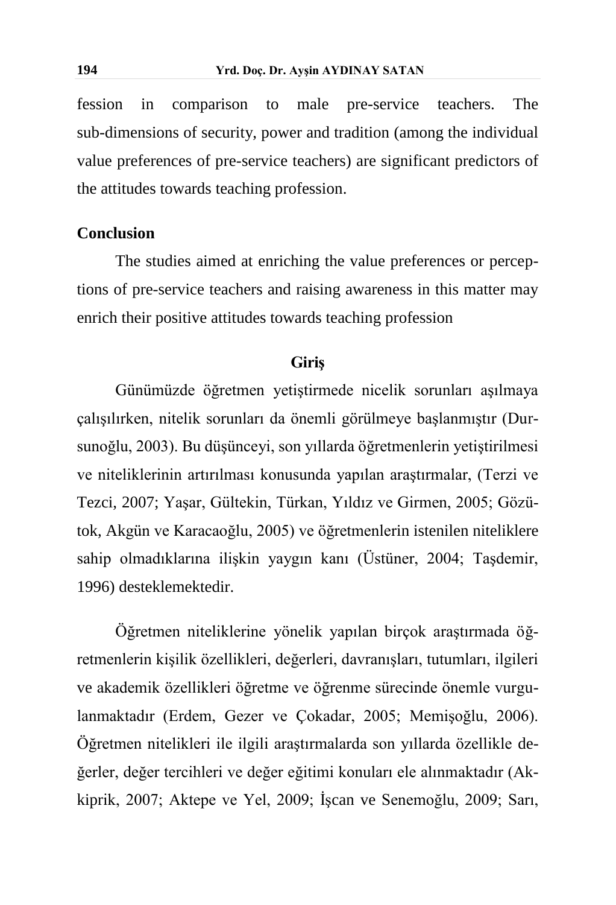fession in comparison to male pre-service teachers. The sub-dimensions of security, power and tradition (among the individual value preferences of pre-service teachers) are significant predictors of the attitudes towards teaching profession.

**Conclusion**

The studies aimed at enriching the value preferences or perceptions of pre-service teachers and raising awareness in this matter may enrich their positive attitudes towards teaching profession

## Giriş

Günümüzde öğretmen yetiştirmede nicelik sorunları aşılmaya çalışılırken, nitelik sorunları da önemli görülmeye başlanmıştır (Dursunoğlu, 2003). Bu düşünceyi, son yıllarda öğretmenlerin yetiştirilmesi ve niteliklerinin artırılması konusunda yapılan araştırmalar, (Terzi ve Tezci, 2007; Yaşar, Gültekin, Türkan, Yıldız ve Girmen, 2005; Gözütok, Akgün ve Karacaoğlu, 2005) ve öğretmenlerin istenilen niteliklere sahip olmadıklarına ilişkin yaygın kanı (Üstüner, 2004; Taşdemir, 1996) desteklemektedir.

Öğretmen niteliklerine yönelik yapılan birçok araştırmada öğretmenlerin kişilik özellikleri, değerleri, davranışları, tutumları, ilgileri ve akademik özellikleri öğretme ve öğrenme sürecinde önemle vurgulanmaktadır (Erdem, Gezer ve Çokadar, 2005; Memişoğlu, 2006). Öğretmen nitelikleri ile ilgili araştırmalarda son yıllarda özellikle değerler, değer tercihleri ve değer eğitimi konuları ele alınmaktadır (Akkiprik, 2007; Aktepe ve Yel, 2009; İşcan ve Senemoğlu, 2009; Sarı,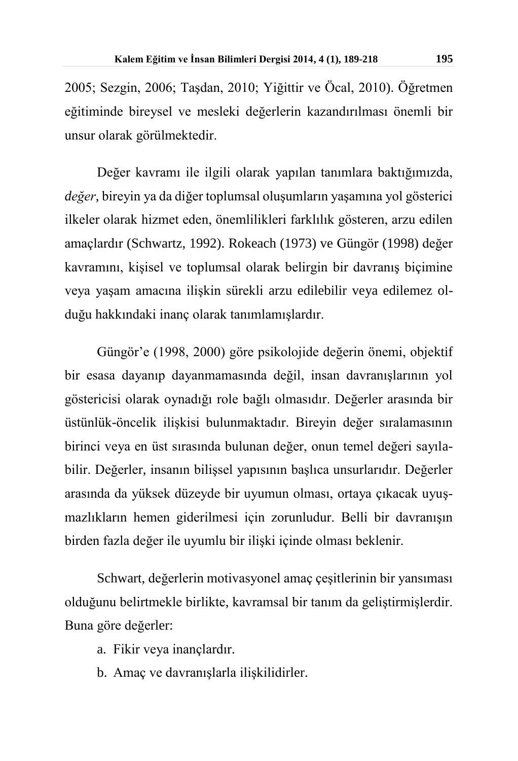2005; Sezgin, 2006; Taşdan, 2010; Yiğittir ve Öcal, 2010). Öğretmen eğitiminde bireysel ve mesleki değerlerin kazandırılması önemli bir unsur olarak görülmektedir.

Değer kavramı ile ilgili olarak yapılan tanımlara baktığımızda, *değer*, bireyin ya da diğer toplumsal oluşumların yaşamına yol gösterici ilkeler olarak hizmet eden, önemlilikleri farklılık gösteren, arzu edilen amaçlardır (Schwartz, 1992). Rokeach (1973) ve Güngör (1998) değer kavramını, kişisel ve toplumsal olarak belirgin bir davranış biçimine veya yaşam amacına ilişkin sürekli arzu edilebilir veya edilemez olduğu hakkındaki inanç olarak tanımlamışlardır.

Güngör'e (1998, 2000) göre psikolojide değerin önemi, objektif bir esasa dayanıp dayanmamasında değil, insan davranışlarının yol göstericisi olarak oynadığı role bağlı olmasıdır. Değerler arasında bir üstünlük-öncelik ilişkisi bulunmaktadır. Bireyin değer sıralamasının birinci veya en üst sırasında bulunan değer, onun temel değeri sayılabilir. Değerler, insanın bilişsel yapısının başlıca unsurlarıdır. Değerler arasında da yüksek düzeyde bir uyumun olması, ortaya çıkacak uyuşmazlıkların hemen giderilmesi için zorunludur. Belli bir davranışın birden fazla değer ile uyumlu bir ilişki içinde olması beklenir.

Schwart, değerlerin motivasyonel amaç çeşitlerinin bir yansıması olduğunu belirtmekle birlikte, kavramsal bir tanım da geliştirmişlerdir. Buna göre değerler:

a. Fikir veya inançlardır.
b. Amaç ve davranışlarla ilişkilidirler.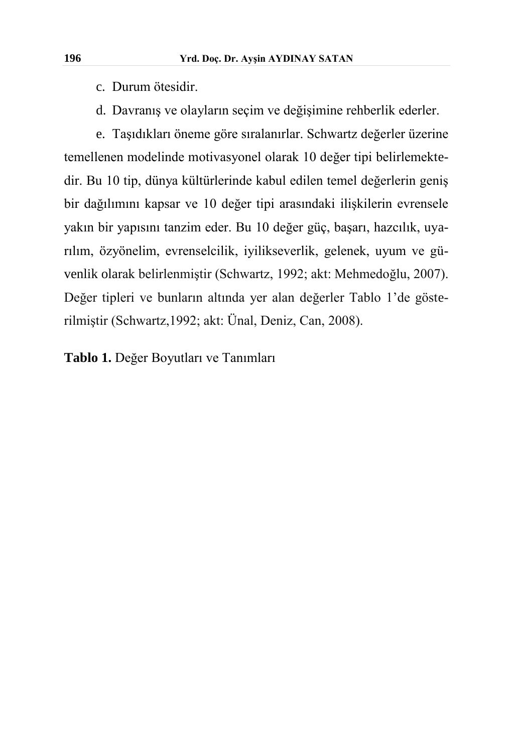c. Durum ötesidir.

d. Davranış ve olayların seçim ve değişimine rehberlik ederler.

e. Taşıdıkları öneme göre sıralanırlar. Schwartz değerler üzerine temellenen modelinde motivasyonel olarak 10 değer tipi belirlemektedir. Bu 10 tip, dünya kültürlerinde kabul edilen temel değerlerin geniş bir dağılımını kapsar ve 10 değer tipi arasındaki ilişkilerin evrensele yakın bir yapısını tanzim eder. Bu 10 değer güç, başarı, hazcılık, uyarılım, özyönelim, evrenselcilik, iyilikseverlik, gelenek, uyum ve güvenlik olarak belirlenmiştir (Schwartz, 1992; akt: Mehmedoğlu, 2007). Değer tipleri ve bunların altında yer alan değerler Tablo 1'de gösterilmiştir (Schwartz,1992; akt: Ünal, Deniz, Can, 2008).

**Tablo 1.** Değer Boyutları ve Tanımları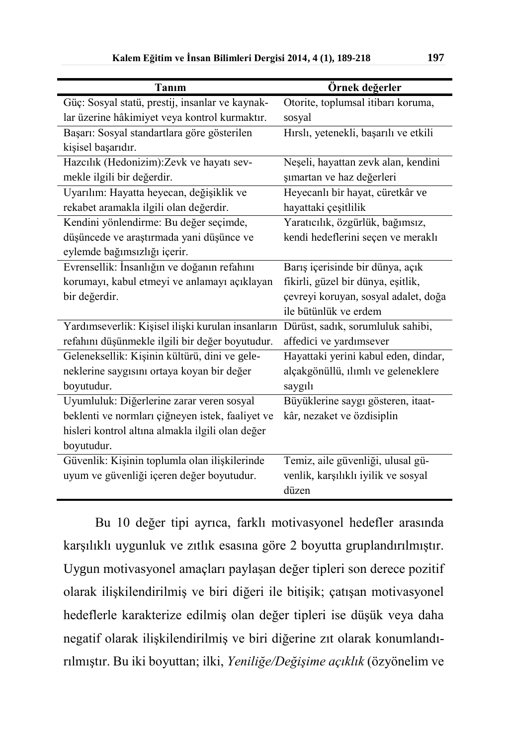| Tanım | Örnek değerler |
|---|---|
| Güç: Sosyal statü, prestij, insanlar ve kaynaklar üzerine hâkimiyet veya kontrol kurmaktır. | Otorite, toplumsal itibarı koruma, sosyal |
| Başarı: Sosyal standartlara göre gösterilen kişisel başarıdır. | Hırslı, yetenekli, başarılı ve etkili |
| Hazcılık (Hedonizim):Zevk ve hayatı sevmekle ilgili bir değerdir. | Neşeli, hayattan zevk alan, kendini şımartan ve haz değerleri |
| Uyarılım: Hayatta heyecan, değişiklik ve rekabet aramakla ilgili olan değerdir. | Heyecanlı bir hayat, cüretkâr ve hayattaki çeşitlilik |
| Kendini yönlendirme: Bu değer seçimde, düşüncede ve araştırmada yani düşünce ve eylemde bağımsızlığı içerir. | Yaratıcılık, özgürlük, bağımsız, kendi hedeflerini seçen ve meraklı |
| Evrensellik: İnsanlığın ve doğanın refahını korumayı, kabul etmeyi ve anlamayı açıklayan bir değerdir. | Barış içerisinde bir dünya, açık fikirli, güzel bir dünya, eşitlik, çevreyi koruyan, sosyal adalet, doğa ile bütünlük ve erdem |
| Yardımseverlik: Kişisel ilişki kurulan insanların refahını düşünmekle ilgili bir değer boyutudur. | Dürüst, sadık, sorumluluk sahibi, affedici ve yardımsever |
| Geleneksellik: Kişinin kültürü, dini ve geleneklerine saygısını ortaya koyan bir değer boyutudur. | Hayattaki yerini kabul eden, dindar, alçakgönüllü, ılımlı ve geleneklere saygılı |
| Uyumluluk: Diğerlerine zarar veren sosyal beklenti ve normları çiğneyen istek, faaliyet ve hisleri kontrol altına almakla ilgili olan değer boyutudur. | Büyüklerine saygı gösteren, itaatkâr, nezaket ve özdisiplin |
| Güvenlik: Kişinin toplumla olan ilişkilerinde uyum ve güvenliği içeren değer boyutudur. | Temiz, aile güvenliği, ulusal güvenlik, karşılıklı iyilik ve sosyal düzen |

Bu 10 değer tipi ayrıca, farklı motivasyonel hedefler arasında karşılıklı uygunluk ve zıtlık esasına göre 2 boyutta gruplandırılmıştır. Uygun motivasyonel amaçları paylaşan değer tipleri son derece pozitif olarak ilişkilendirilmiş ve biri diğeri ile bitişik; çatışan motivasyonel hedeflerle karakterize edilmiş olan değer tipleri ise düşük veya daha negatif olarak ilişkilendirilmiş ve biri diğerine zıt olarak konumlandırılmıştır. Bu iki boyuttan; ilki, *Yeniliğe/Değişime açıklık* (özyönelim ve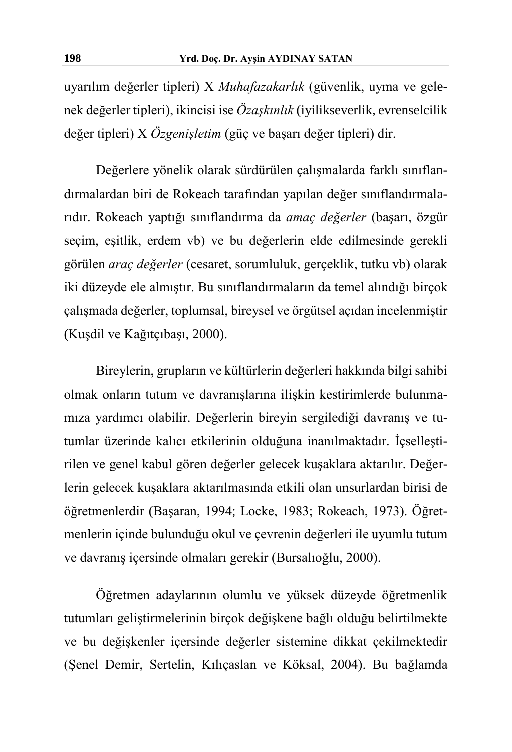uyarılım değerler tipleri) X *Muhafazakarlık* (güvenlik, uyma ve gelenek değerler tipleri), ikincisi ise *Özaşkınlık* (iyilikseverlik, evrenselcilik değer tipleri) X *Özgenişletim* (güç ve başarı değer tipleri) dir.

Değerlere yönelik olarak sürdürülen çalışmalarda farklı sınıflandırmalardan biri de Rokeach tarafından yapılan değer sınıflandırmalarıdır. Rokeach yaptığı sınıflandırma da *amaç değerler* (başarı, özgür seçim, eşitlik, erdem vb) ve bu değerlerin elde edilmesinde gerekli görülen *araç değerler* (cesaret, sorumluluk, gerçeklik, tutku vb) olarak iki düzeyde ele almıştır. Bu sınıflandırmaların da temel alındığı birçok çalışmada değerler, toplumsal, bireysel ve örgütsel açıdan incelenmiştir (Kuşdil ve Kağıtçıbaşı, 2000).

Bireylerin, grupların ve kültürlerin değerleri hakkında bilgi sahibi olmak onların tutum ve davranışlarına ilişkin kestirimlerde bulunmamıza yardımcı olabilir. Değerlerin bireyin sergilediği davranış ve tutumlar üzerinde kalıcı etkilerinin olduğuna inanılmaktadır. İçselleştirilen ve genel kabul gören değerler gelecek kuşaklara aktarılır. Değerlerin gelecek kuşaklara aktarılmasında etkili olan unsurlardan birisi de öğretmenlerdir (Başaran, 1994; Locke, 1983; Rokeach, 1973). Öğretmenlerin içinde bulunduğu okul ve çevrenin değerleri ile uyumlu tutum ve davranış içersinde olmaları gerekir (Bursalıoğlu, 2000).

Öğretmen adaylarının olumlu ve yüksek düzeyde öğretmenlik tutumları geliştirmelerinin birçok değişkene bağlı olduğu belirtilmekte ve bu değişkenler içersinde değerler sistemine dikkat çekilmektedir (Şenel Demir, Sertelin, Kılıçaslan ve Köksal, 2004). Bu bağlamda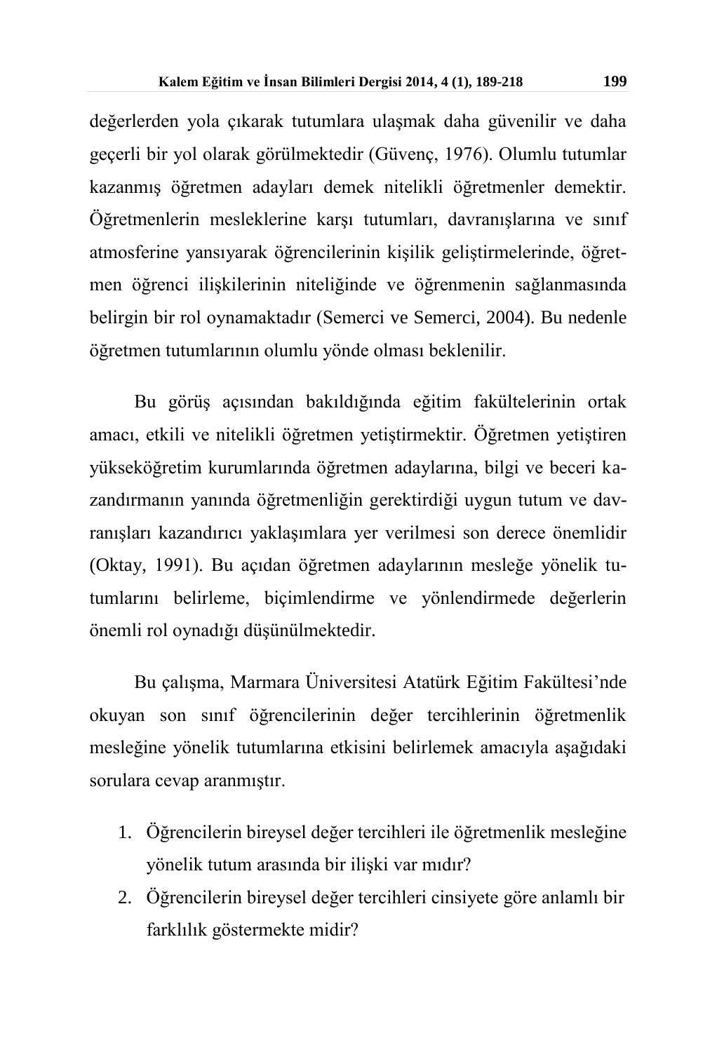değerlerden yola çıkarak tutumlara ulaşmak daha güvenilir ve daha geçerli bir yol olarak görülmektedir (Güvenç, 1976). Olumlu tutumlar kazanmış öğretmen adayları demek nitelikli öğretmenler demektir. Öğretmenlerin mesleklerine karşı tutumları, davranışlarına ve sınıf atmosferine yansıyarak öğrencilerinin kişilik geliştirmelerinde, öğretmen öğrenci ilişkilerinin niteliğinde ve öğrenmenin sağlanmasında belirgin bir rol oynamaktadır (Semerci ve Semerci, 2004). Bu nedenle öğretmen tutumlarının olumlu yönde olması beklenilir.

Bu görüş açısından bakıldığında eğitim fakültelerinin ortak amacı, etkili ve nitelikli öğretmen yetiştirmektir. Öğretmen yetiştiren yükseköğretim kurumlarında öğretmen adaylarına, bilgi ve beceri kazandırmanın yanında öğretmenliğin gerektirdiği uygun tutum ve davranışları kazandırıcı yaklaşımlara yer verilmesi son derece önemlidir (Oktay, 1991). Bu açıdan öğretmen adaylarının mesleğe yönelik tutumlarını belirleme, biçimlendirme ve yönlendirmede değerlerin önemli rol oynadığı düşünülmektedir.

Bu çalışma, Marmara Üniversitesi Atatürk Eğitim Fakültesi'nde okuyan son sınıf öğrencilerinin değer tercihlerinin öğretmenlik mesleğine yönelik tutumlarına etkisini belirlemek amacıyla aşağıdaki sorulara cevap aranmıştır.

1. Öğrencilerin bireysel değer tercihleri ile öğretmenlik mesleğine yönelik tutum arasında bir ilişki var mıdır?
2. Öğrencilerin bireysel değer tercihleri cinsiyete göre anlamlı bir farklılık göstermekte midir?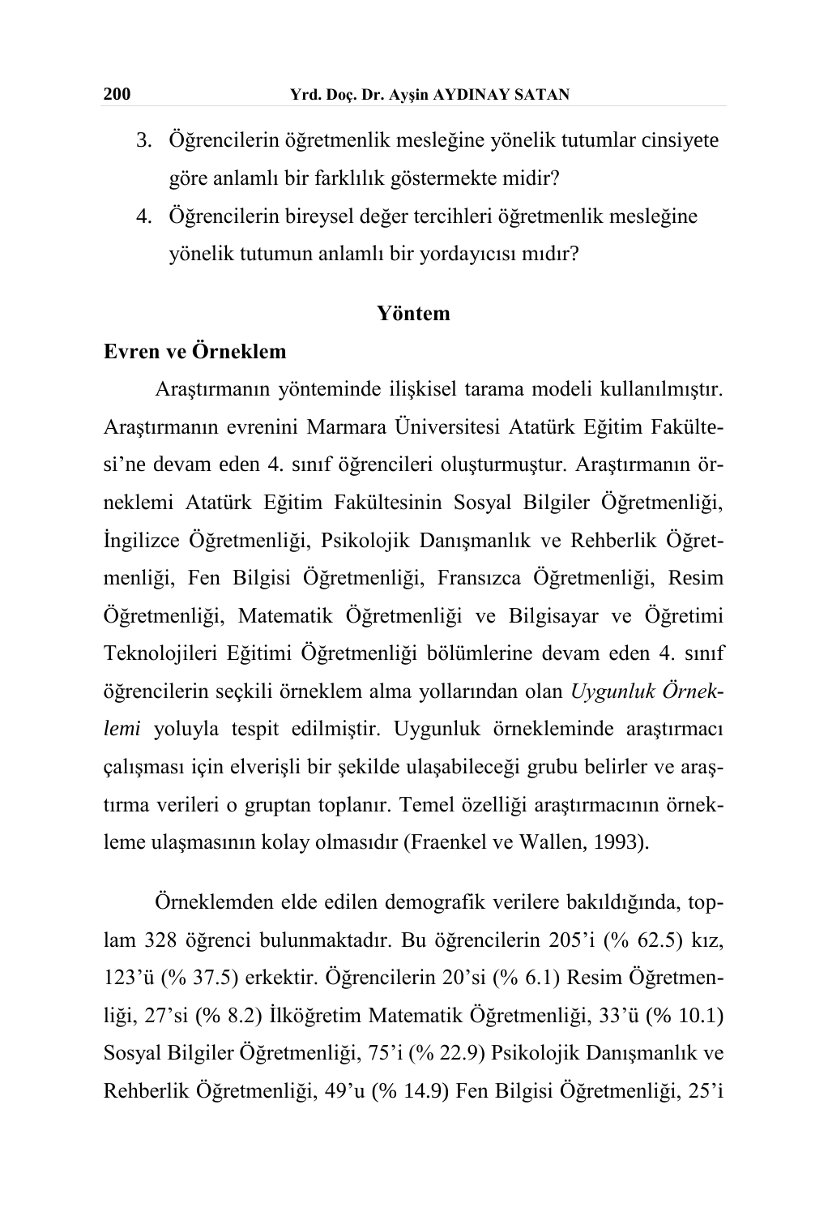3. Öğrencilerin öğretmenlik mesleğine yönelik tutumlar cinsiyete göre anlamlı bir farklılık göstermekte midir?
4. Öğrencilerin bireysel değer tercihleri öğretmenlik mesleğine yönelik tutumun anlamlı bir yordayıcısı mıdır?

## Yöntem

### Evren ve Örneklem

Araştırmanın yönteminde ilişkisel tarama modeli kullanılmıştır. Araştırmanın evrenini Marmara Üniversitesi Atatürk Eğitim Fakültesi'ne devam eden 4. sınıf öğrencileri oluşturmuştur. Araştırmanın örneklemi Atatürk Eğitim Fakültesinin Sosyal Bilgiler Öğretmenliği, İngilizce Öğretmenliği, Psikolojik Danışmanlık ve Rehberlik Öğretmenliği, Fen Bilgisi Öğretmenliği, Fransızca Öğretmenliği, Resim Öğretmenliği, Matematik Öğretmenliği ve Bilgisayar ve Öğretimi Teknolojileri Eğitimi Öğretmenliği bölümlerine devam eden 4. sınıf öğrencilerin seçkili örneklem alma yollarından olan *Uygunluk Örneklemi* yoluyla tespit edilmiştir. Uygunluk örnekleminde araştırmacı çalışması için elverişli bir şekilde ulaşabileceği grubu belirler ve araştırma verileri o gruptan toplanır. Temel özelliği araştırmacının örnekleme ulaşmasının kolay olmasıdır (Fraenkel ve Wallen, 1993).

Örneklemden elde edilen demografik verilere bakıldığında, toplam 328 öğrenci bulunmaktadır. Bu öğrencilerin 205'i (% 62.5) kız, 123'ü (% 37.5) erkektir. Öğrencilerin 20'si (% 6.1) Resim Öğretmenliği, 27'si (% 8.2) İlköğretim Matematik Öğretmenliği, 33'ü (% 10.1) Sosyal Bilgiler Öğretmenliği, 75'i (% 22.9) Psikolojik Danışmanlık ve Rehberlik Öğretmenliği, 49'u (% 14.9) Fen Bilgisi Öğretmenliği, 25'i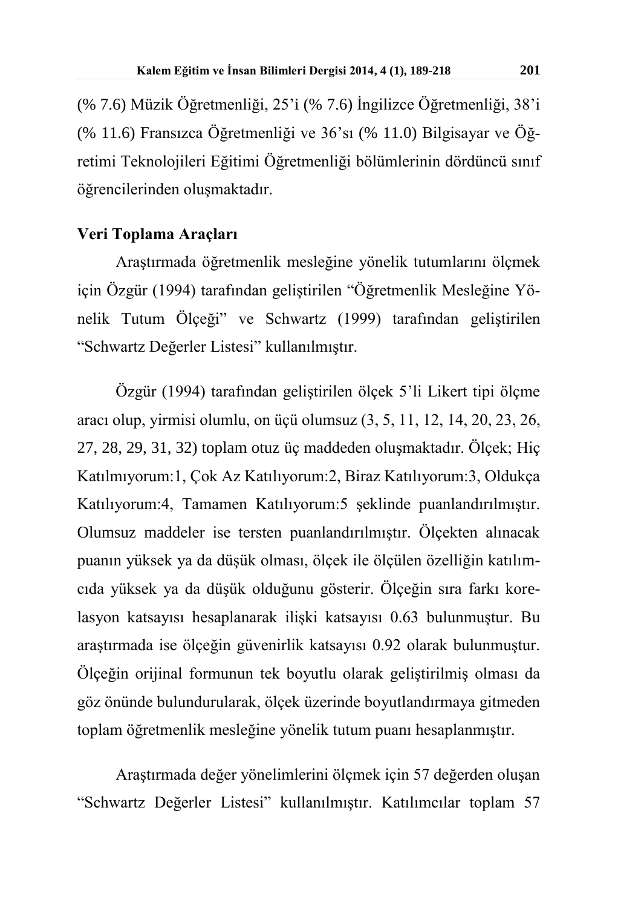(% 7.6) Müzik Öğretmenliği, 25'i (% 7.6) İngilizce Öğretmenliği, 38'i (% 11.6) Fransızca Öğretmenliği ve 36'sı (% 11.0) Bilgisayar ve Öğretimi Teknolojileri Eğitimi Öğretmenliği bölümlerinin dördüncü sınıf öğrencilerinden oluşmaktadır.

**Veri Toplama Araçları**

Araştırmada öğretmenlik mesleğine yönelik tutumlarını ölçmek için Özgür (1994) tarafından geliştirilen "Öğretmenlik Mesleğine Yönelik Tutum Ölçeği" ve Schwartz (1999) tarafından geliştirilen "Schwartz Değerler Listesi" kullanılmıştır.

Özgür (1994) tarafından geliştirilen ölçek 5'li Likert tipi ölçme aracı olup, yirmisi olumlu, on üçü olumsuz (3, 5, 11, 12, 14, 20, 23, 26, 27, 28, 29, 31, 32) toplam otuz üç maddeden oluşmaktadır. Ölçek; Hiç Katılmıyorum:1, Çok Az Katılıyorum:2, Biraz Katılıyorum:3, Oldukça Katılıyorum:4, Tamamen Katılıyorum:5 şeklinde puanlandırılmıştır. Olumsuz maddeler ise tersten puanlandırılmıştır. Ölçekten alınacak puanın yüksek ya da düşük olması, ölçek ile ölçülen özelliğin katılımcıda yüksek ya da düşük olduğunu gösterir. Ölçeğin sıra farkı korelasyon katsayısı hesaplanarak ilişki katsayısı 0.63 bulunmuştur. Bu araştırmada ise ölçeğin güvenirlik katsayısı 0.92 olarak bulunmuştur. Ölçeğin orijinal formunun tek boyutlu olarak geliştirilmiş olması da göz önünde bulundurularak, ölçek üzerinde boyutlandırmaya gitmeden toplam öğretmenlik mesleğine yönelik tutum puanı hesaplanmıştır.

Araştırmada değer yönelimlerini ölçmek için 57 değerden oluşan "Schwartz Değerler Listesi" kullanılmıştır. Katılımcılar toplam 57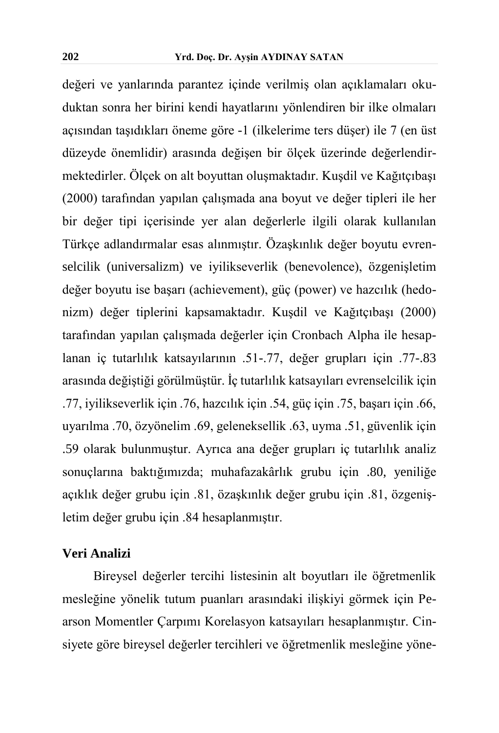değeri ve yanlarında parantez içinde verilmiş olan açıklamaları okuduktan sonra her birini kendi hayatlarını yönlendiren bir ilke olmaları açısından taşıdıkları öneme göre -1 (ilkelerime ters düşer) ile 7 (en üst düzeyde önemlidir) arasında değişen bir ölçek üzerinde değerlendirmektedirler. Ölçek on alt boyuttan oluşmaktadır. Kuşdil ve Kağıtçıbaşı (2000) tarafından yapılan çalışmada ana boyut ve değer tipleri ile her bir değer tipi içerisinde yer alan değerlerle ilgili olarak kullanılan Türkçe adlandırmalar esas alınmıştır. Özaşkınlık değer boyutu evrenselcilik (universalizm) ve iyilikseverlik (benevolence), özgenişletim değer boyutu ise başarı (achievement), güç (power) ve hazcılık (hedonizm) değer tiplerini kapsamaktadır. Kuşdil ve Kağıtçıbaşı (2000) tarafından yapılan çalışmada değerler için Cronbach Alpha ile hesaplanan iç tutarlılık katsayılarının .51-.77, değer grupları için .77-.83 arasında değiştiği görülmüştür. İç tutarlılık katsayıları evrenselcilik için .77, iyilikseverlik için .76, hazcılık için .54, güç için .75, başarı için .66, uyarılma .70, özyönelim .69, geleneksellik .63, uyma .51, güvenlik için .59 olarak bulunmuştur. Ayrıca ana değer grupları iç tutarlılık analiz sonuçlarına baktığımızda; muhafazakârlık grubu için .80, yeniliğe açıklık değer grubu için .81, özaşkınlık değer grubu için .81, özgenişletim değer grubu için .84 hesaplanmıştır.

## Veri Analizi

Bireysel değerler tercihi listesinin alt boyutları ile öğretmenlik mesleğine yönelik tutum puanları arasındaki ilişkiyi görmek için Pearson Momentler Çarpımı Korelasyon katsayıları hesaplanmıştır. Cinsiyete göre bireysel değerler tercihleri ve öğretmenlik mesleğine yöne-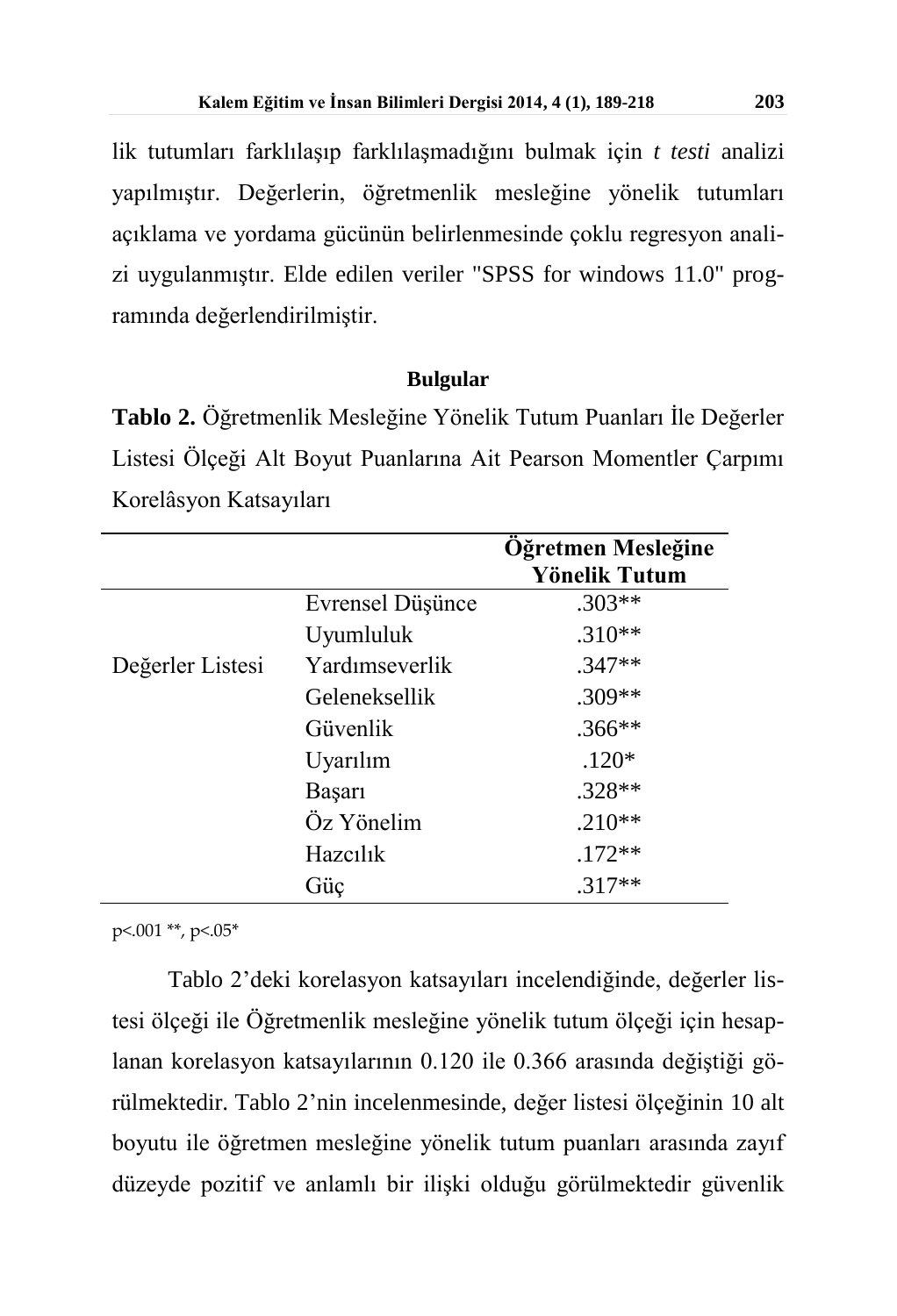lik tutumları farklılaşıp farklılaşmadığını bulmak için *t testi* analizi yapılmıştır. Değerlerin, öğretmenlik mesleğine yönelik tutumları açıklama ve yordama gücünün belirlenmesinde çoklu regresyon analizi uygulanmıştır. Elde edilen veriler "SPSS for windows 11.0" programında değerlendirilmiştir.

## Bulgular

**Tablo 2.** Öğretmenlik Mesleğine Yönelik Tutum Puanları İle Değerler Listesi Ölçeği Alt Boyut Puanlarına Ait Pearson Momentler Çarpımı Korelâsyon Katsayıları

| | | **Öğretmen Mesleğine Yönelik Tutum** |
|---|---|---|
| Değerler Listesi | Evrensel Düşünce | .303** |
| | Uyumluluk | .310** |
| | Yardımseverlik | .347** |
| | Geleneksellik | .309** |
| | Güvenlik | .366** |
| | Uyarılım | .120* |
| | Başarı | .328** |
| | Öz Yönelim | .210** |
| | Hazcılık | .172** |
| | Güç | .317** |

$p<.001$ **, $p<.05$*

Tablo 2'deki korelasyon katsayıları incelendiğinde, değerler listesi ölçeği ile Öğretmenlik mesleğine yönelik tutum ölçeği için hesaplanan korelasyon katsayılarının 0.120 ile 0.366 arasında değiştiği görülmektedir. Tablo 2'nin incelenmesinde, değer listesi ölçeğinin 10 alt boyutu ile öğretmen mesleğine yönelik tutum puanları arasında zayıf düzeyde pozitif ve anlamlı bir ilişki olduğu görülmektedir güvenlik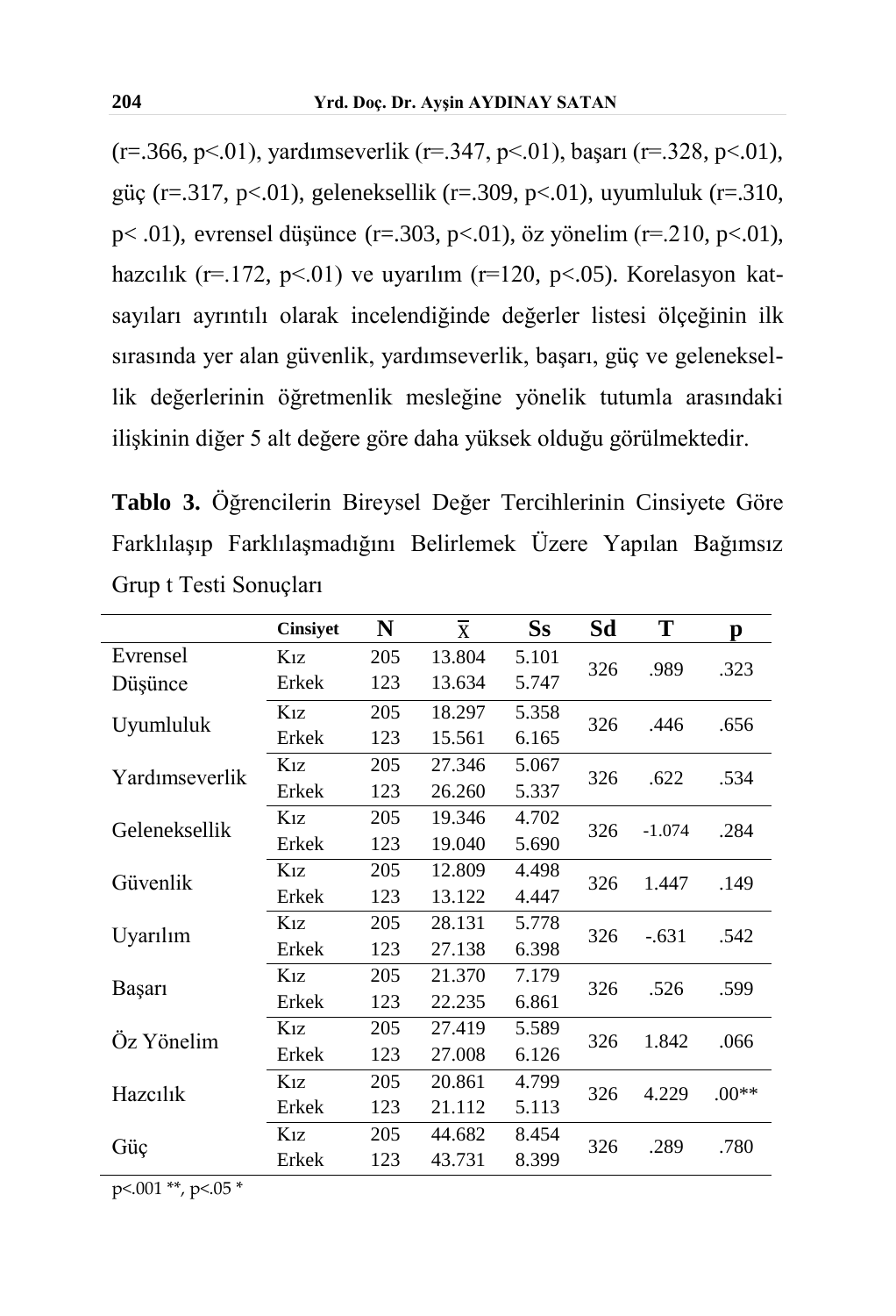(r=.366, p<.01), yardımseverlik (r=.347, p<.01), başarı (r=.328, p<.01), güç (r=.317, p<.01), geleneksellik (r=.309, p<.01), uyumluluk (r=.310, p< .01), evrensel düşünce (r=.303, p<.01), öz yönelim (r=.210, p<.01), hazcılık (r=.172, p<.01) ve uyarılım (r=120, p<.05). Korelasyon katsayıları ayrıntılı olarak incelendiğinde değerler listesi ölçeğinin ilk sırasında yer alan güvenlik, yardımseverlik, başarı, güç ve geleneksellik değerlerinin öğretmenlik mesleğine yönelik tutumla arasındaki ilişkinin diğer 5 alt değere göre daha yüksek olduğu görülmektedir.

**Tablo 3.** Öğrencilerin Bireysel Değer Tercihlerinin Cinsiyete Göre Farklılaşıp Farklılaşmadığını Belirlemek Üzere Yapılan Bağımsız Grup t Testi Sonuçları

| | Cinsiyet | N | $\overline{X}$ | Ss | Sd | T | p |
|---|---|---|---|---|---|---|---|
| Evrensel Düşünce | Kız | 205 | 13.804 | 5.101 | 326 | .989 | .323 |
| | Erkek | 123 | 13.634 | 5.747 | | | |
| Uyumluluk | Kız | 205 | 18.297 | 5.358 | 326 | .446 | .656 |
| | Erkek | 123 | 15.561 | 6.165 | | | |
| Yardımseverlik | Kız | 205 | 27.346 | 5.067 | 326 | .622 | .534 |
| | Erkek | 123 | 26.260 | 5.337 | | | |
| Geleneksellik | Kız | 205 | 19.346 | 4.702 | 326 | -1.074 | .284 |
| | Erkek | 123 | 19.040 | 5.690 | | | |
| Güvenlik | Kız | 205 | 12.809 | 4.498 | 326 | 1.447 | .149 |
| | Erkek | 123 | 13.122 | 4.447 | | | |
| Uyarılım | Kız | 205 | 28.131 | 5.778 | 326 | -.631 | .542 |
| | Erkek | 123 | 27.138 | 6.398 | | | |
| Başarı | Kız | 205 | 21.370 | 7.179 | 326 | .526 | .599 |
| | Erkek | 123 | 22.235 | 6.861 | | | |
| Öz Yönelim | Kız | 205 | 27.419 | 5.589 | 326 | 1.842 | .066 |
| | Erkek | 123 | 27.008 | 6.126 | | | |
| Hazcılık | Kız | 205 | 20.861 | 4.799 | 326 | 4.229 | .00** |
| | Erkek | 123 | 21.112 | 5.113 | | | |
| Güç | Kız | 205 | 44.682 | 8.454 | 326 | .289 | .780 |
| | Erkek | 123 | 43.731 | 8.399 | | | |

p<.001 **, p<.05 *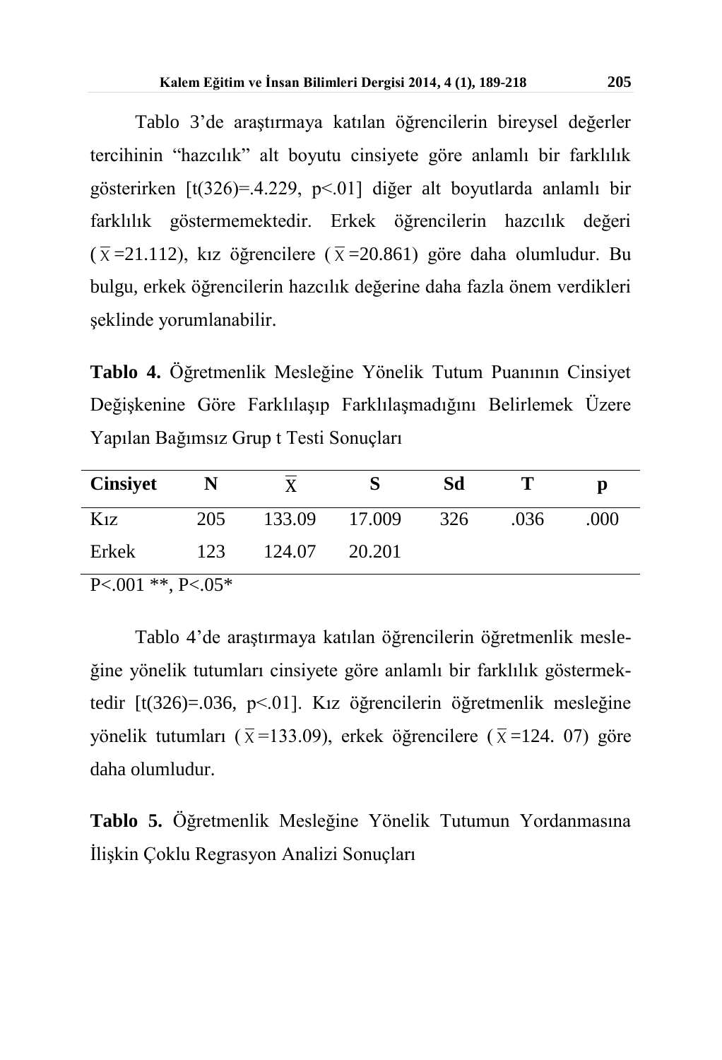Tablo 3'de araştırmaya katılan öğrencilerin bireysel değerler tercihinin "hazcılık" alt boyutu cinsiyete göre anlamlı bir farklılık gösterirken [t(326)=.4.229, p<.01] diğer alt boyutlarda anlamlı bir farklılık göstermemektedir. Erkek öğrencilerin hazcılık değeri ($\bar{X}$=21.112), kız öğrencilere ($\bar{X}$=20.861) göre daha olumludur. Bu bulgu, erkek öğrencilerin hazcılık değerine daha fazla önem verdikleri şeklinde yorumlanabilir.

**Tablo 4.** Öğretmenlik Mesleğine Yönelik Tutum Puanının Cinsiyet Değişkenine Göre Farklılaşıp Farklılaşmadığını Belirlemek Üzere Yapılan Bağımsız Grup t Testi Sonuçları

| Cinsiyet | N | $\bar{X}$ | S | Sd | T | p |
|---|---|---|---|---|---|---|
| Kız | 205 | 133.09 | 17.009 | 326 | .036 | .000 |
| Erkek | 123 | 124.07 | 20.201 | | | |

P<.001 **, P<.05*

Tablo 4'de araştırmaya katılan öğrencilerin öğretmenlik mesleğine yönelik tutumları cinsiyete göre anlamlı bir farklılık göstermektedir [t(326)=.036, p<.01]. Kız öğrencilerin öğretmenlik mesleğine yönelik tutumları ($\bar{X}$=133.09), erkek öğrencilere ($\bar{X}$=124. 07) göre daha olumludur.

**Tablo 5.** Öğretmenlik Mesleğine Yönelik Tutumun Yordanmasına İlişkin Çoklu Regrasyon Analizi Sonuçları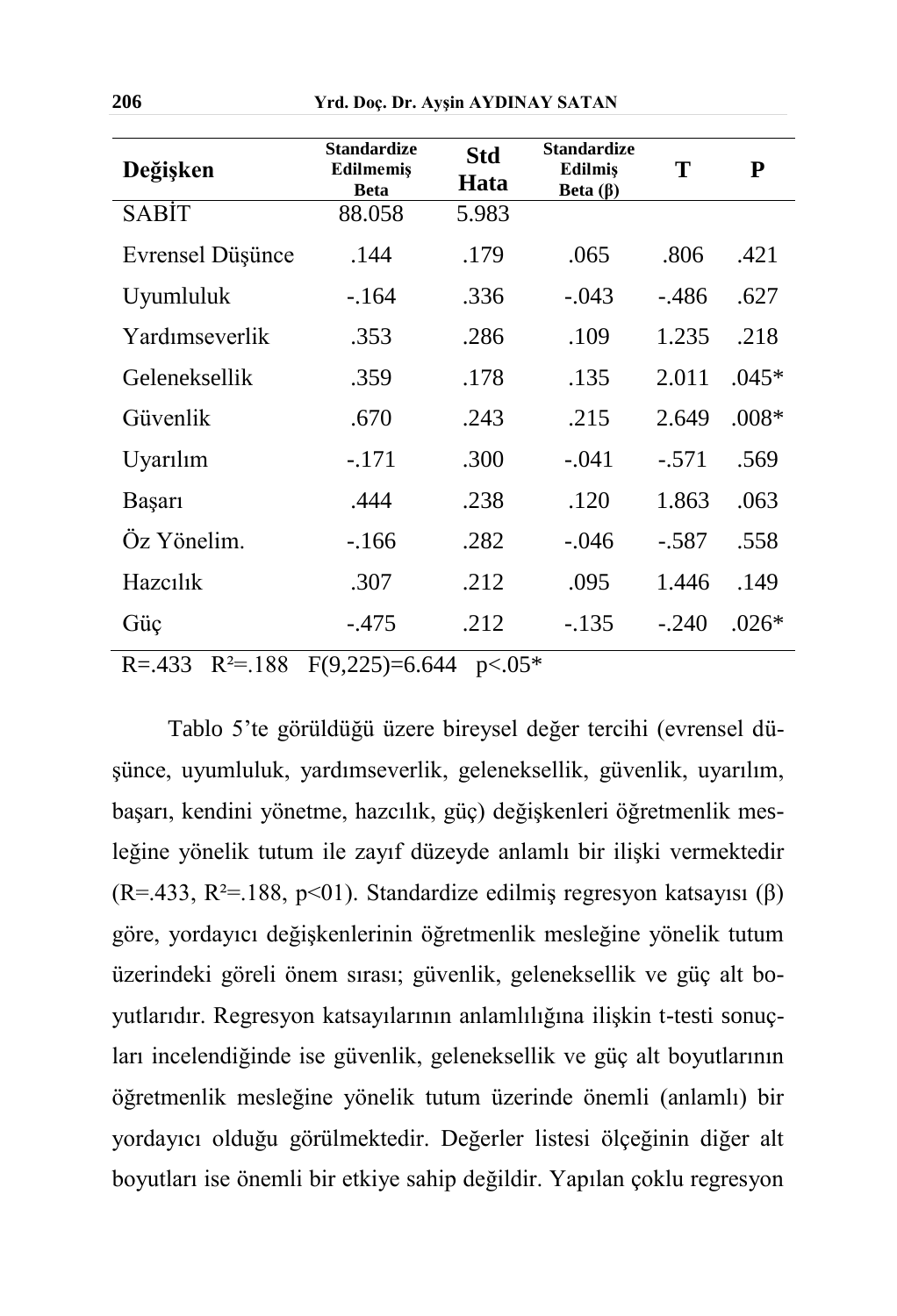| Değişken | Standardize Edilmemiş Beta | Std Hata | Standardize Edilmiş Beta (β) | T | P |
|---|---|---|---|---|---|
| SABİT | 88.058 | 5.983 | | | |
| Evrensel Düşünce | .144 | .179 | .065 | .806 | .421 |
| Uyumluluk | -.164 | .336 | -.043 | -.486 | .627 |
| Yardımseverlik | .353 | .286 | .109 | 1.235 | .218 |
| Geleneksellik | .359 | .178 | .135 | 2.011 | .045* |
| Güvenlik | .670 | .243 | .215 | 2.649 | .008* |
| Uyarılım | -.171 | .300 | -.041 | -.571 | .569 |
| Başarı | .444 | .238 | .120 | 1.863 | .063 |
| Öz Yönelim. | -.166 | .282 | -.046 | -.587 | .558 |
| Hazcılık | .307 | .212 | .095 | 1.446 | .149 |
| Güç | -.475 | .212 | -.135 | -.240 | .026* |

R=.433 $R^2$=.188 F(9,225)=6.644 p<.05*

Tablo 5'te görüldüğü üzere bireysel değer tercihi (evrensel düşünce, uyumluluk, yardımseverlik, geleneksellik, güvenlik, uyarılım, başarı, kendini yönetme, hazcılık, güç) değişkenleri öğretmenlik mesleğine yönelik tutum ile zayıf düzeyde anlamlı bir ilişki vermektedir (R=.433, $R^2$=.188, p<01). Standardize edilmiş regresyon katsayısı (β) göre, yordayıcı değişkenlerinin öğretmenlik mesleğine yönelik tutum üzerindeki göreli önem sırası; güvenlik, geleneksellik ve güç alt boyutlarıdır. Regresyon katsayılarının anlamlılığına ilişkin t-testi sonuçları incelendiğinde ise güvenlik, geleneksellik ve güç alt boyutlarının öğretmenlik mesleğine yönelik tutum üzerinde önemli (anlamlı) bir yordayıcı olduğu görülmektedir. Değerler listesi ölçeğinin diğer alt boyutları ise önemli bir etkiye sahip değildir. Yapılan çoklu regresyon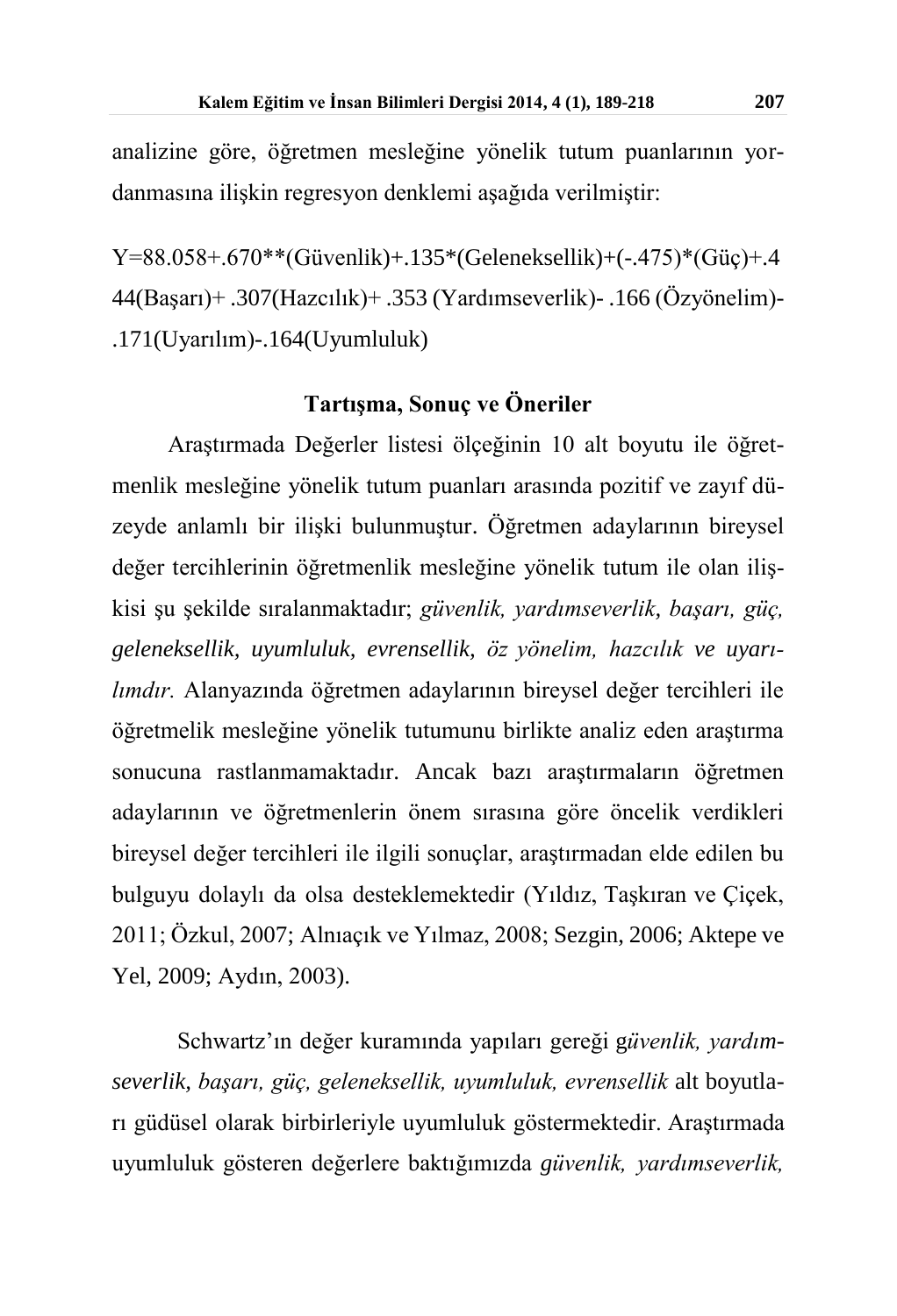analizine göre, öğretmen mesleğine yönelik tutum puanlarının yordanmasına ilişkin regresyon denklemi aşağıda verilmiştir:

Y=88.058+.670**(Güvenlik)+.135*(Geleneksellik)+(-.475)*(Güç)+.444(Başarı)+ .307(Hazcılık)+ .353 (Yardımseverlik)- .166 (Özyönelim)-.171(Uyarılım)-.164(Uyumluluk)

## Tartışma, Sonuç ve Öneriler

Araştırmada Değerler listesi ölçeğinin 10 alt boyutu ile öğretmenlik mesleğine yönelik tutum puanları arasında pozitif ve zayıf düzeyde anlamlı bir ilişki bulunmuştur. Öğretmen adaylarının bireysel değer tercihlerinin öğretmenlik mesleğine yönelik tutum ile olan ilişkisi şu şekilde sıralanmaktadır; *güvenlik, yardımseverlik, başarı, güç, geleneksellik, uyumluluk, evrensellik, öz yönelim, hazcılık ve uyarılımdır.* Alanyazında öğretmen adaylarının bireysel değer tercihleri ile öğretmelik mesleğine yönelik tutumunu birlikte analiz eden araştırma sonucuna rastlanmamaktadır. Ancak bazı araştırmaların öğretmen adaylarının ve öğretmenlerin önem sırasına göre öncelik verdikleri bireysel değer tercihleri ile ilgili sonuçlar, araştırmadan elde edilen bu bulguyu dolaylı da olsa desteklemektedir (Yıldız, Taşkıran ve Çiçek, 2011; Özkul, 2007; Alnıaçık ve Yılmaz, 2008; Sezgin, 2006; Aktepe ve Yel, 2009; Aydın, 2003).

Schwartz'ın değer kuramında yapıları gereği g*üvenlik, yardımseverlik, başarı, güç, geleneksellik, uyumluluk, evrensellik* alt boyutları güdüsel olarak birbirleriyle uyumluluk göstermektedir. Araştırmada uyumluluk gösteren değerlere baktığımızda *güvenlik, yardımseverlik,*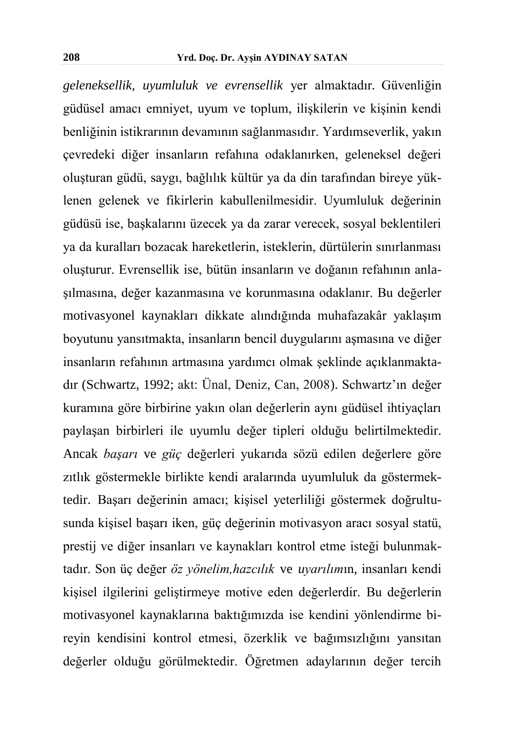*geleneksellik, uyumluluk ve evrensellik* yer almaktadır. Güvenliğin güdüsel amacı emniyet, uyum ve toplum, ilişkilerin ve kişinin kendi benliğinin istikrarının devamının sağlanmasıdır. Yardımseverlik, yakın çevredeki diğer insanların refahına odaklanırken, geleneksel değeri oluşturan güdü, saygı, bağlılık kültür ya da din tarafından bireye yüklenen gelenek ve fikirlerin kabullenilmesidir. Uyumluluk değerinin güdüsü ise, başkalarını üzecek ya da zarar verecek, sosyal beklentileri ya da kuralları bozacak hareketlerin, isteklerin, dürtülerin sınırlanması oluşturur. Evrensellik ise, bütün insanların ve doğanın refahının anlaşılmasına, değer kazanmasına ve korunmasına odaklanır. Bu değerler motivasyonel kaynakları dikkate alındığında muhafazakâr yaklaşım boyutunu yansıtmakta, insanların bencil duygularını aşmasına ve diğer insanların refahının artmasına yardımcı olmak şeklinde açıklanmaktadır (Schwartz, 1992; akt: Ünal, Deniz, Can, 2008). Schwartz'ın değer kuramına göre birbirine yakın olan değerlerin aynı güdüsel ihtiyaçları paylaşan birbirleri ile uyumlu değer tipleri olduğu belirtilmektedir. Ancak *başarı* ve *güç* değerleri yukarıda sözü edilen değerlere göre zıtlık göstermekle birlikte kendi aralarında uyumluluk da göstermektedir. Başarı değerinin amacı; kişisel yeterliliği göstermek doğrultusunda kişisel başarı iken, güç değerinin motivasyon aracı sosyal statü, prestij ve diğer insanları ve kaynakları kontrol etme isteği bulunmaktadır. Son üç değer *öz yönelim,hazcılık* ve *uyarılım*ın, insanları kendi kişisel ilgilerini geliştirmeye motive eden değerlerdir. Bu değerlerin motivasyonel kaynaklarına baktığımızda ise kendini yönlendirme bireyin kendisini kontrol etmesi, özerklik ve bağımsızlığını yansıtan değerler olduğu görülmektedir. Öğretmen adaylarının değer tercih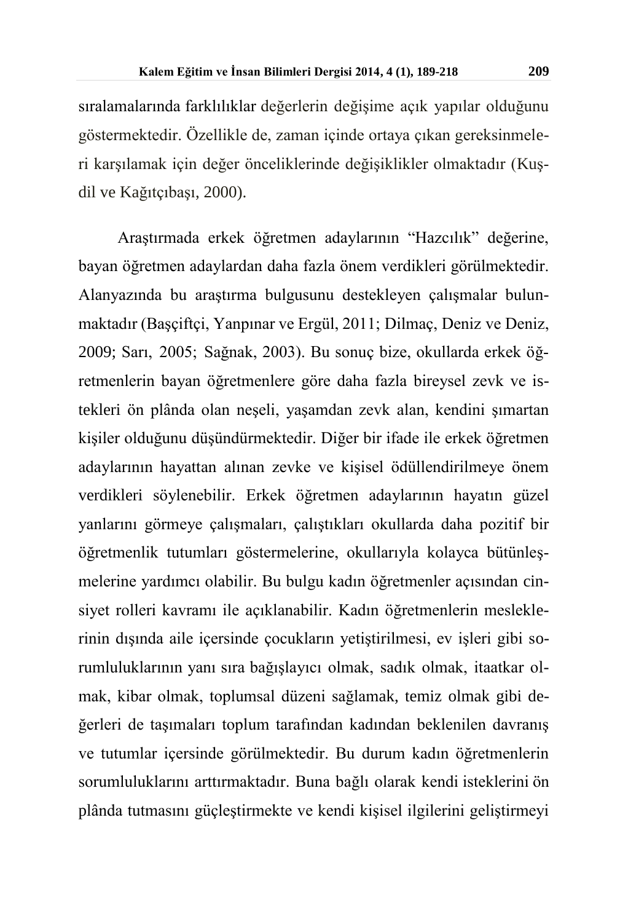sıralamalarında farklılıklar değerlerin değişime açık yapılar olduğunu göstermektedir. Özellikle de, zaman içinde ortaya çıkan gereksinmeleri karşılamak için değer önceliklerinde değişiklikler olmaktadır (Kuşdil ve Kağıtçıbaşı, 2000).

Araştırmada erkek öğretmen adaylarının "Hazcılık" değerine, bayan öğretmen adaylardan daha fazla önem verdikleri görülmektedir. Alanyazında bu araştırma bulgusunu destekleyen çalışmalar bulunmaktadır (Başçiftçi, Yanpınar ve Ergül, 2011; Dilmaç, Deniz ve Deniz, 2009; Sarı, 2005; Sağnak, 2003). Bu sonuç bize, okullarda erkek öğretmenlerin bayan öğretmenlere göre daha fazla bireysel zevk ve istekleri ön plânda olan neşeli, yaşamdan zevk alan, kendini şımartan kişiler olduğunu düşündürmektedir. Diğer bir ifade ile erkek öğretmen adaylarının hayattan alınan zevke ve kişisel ödüllendirilmeye önem verdikleri söylenebilir. Erkek öğretmen adaylarının hayatın güzel yanlarını görmeye çalışmaları, çalıştıkları okullarda daha pozitif bir öğretmenlik tutumları göstermelerine, okullarıyla kolayca bütünleşmelerine yardımcı olabilir. Bu bulgu kadın öğretmenler açısından cinsiyet rolleri kavramı ile açıklanabilir. Kadın öğretmenlerin mesleklerinin dışında aile içersinde çocukların yetiştirilmesi, ev işleri gibi sorumluluklarının yanı sıra bağışlayıcı olmak, sadık olmak, itaatkar olmak, kibar olmak, toplumsal düzeni sağlamak, temiz olmak gibi değerleri de taşımaları toplum tarafından kadından beklenilen davranış ve tutumlar içersinde görülmektedir. Bu durum kadın öğretmenlerin sorumluluklarını arttırmaktadır. Buna bağlı olarak kendi isteklerini ön plânda tutmasını güçleştirmekte ve kendi kişisel ilgilerini geliştirmeyi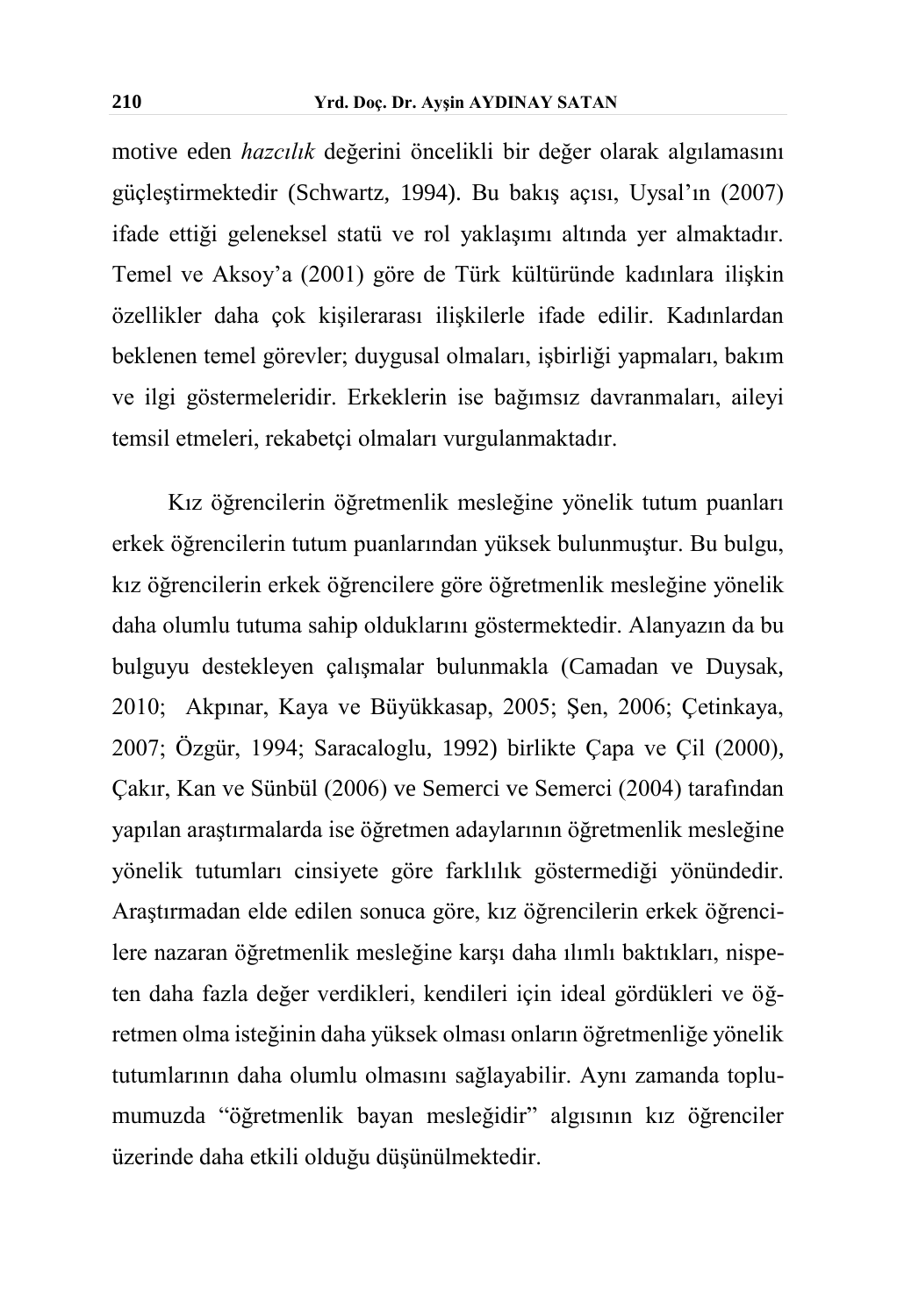motive eden *hazcılık* değerini öncelikli bir değer olarak algılamasını güçleştirmektedir (Schwartz, 1994). Bu bakış açısı, Uysal'ın (2007) ifade ettiği geleneksel statü ve rol yaklaşımı altında yer almaktadır. Temel ve Aksoy'a (2001) göre de Türk kültüründe kadınlara ilişkin özellikler daha çok kişilerarası ilişkilerle ifade edilir. Kadınlardan beklenen temel görevler; duygusal olmaları, işbirliği yapmaları, bakım ve ilgi göstermeleridir. Erkeklerin ise bağımsız davranmaları, aileyi temsil etmeleri, rekabetçi olmaları vurgulanmaktadır.

Kız öğrencilerin öğretmenlik mesleğine yönelik tutum puanları erkek öğrencilerin tutum puanlarından yüksek bulunmuştur. Bu bulgu, kız öğrencilerin erkek öğrencilere göre öğretmenlik mesleğine yönelik daha olumlu tutuma sahip olduklarını göstermektedir. Alanyazın da bu bulguyu destekleyen çalışmalar bulunmakla (Camadan ve Duysak, 2010; Akpınar, Kaya ve Büyükkasap, 2005; Şen, 2006; Çetinkaya, 2007; Özgür, 1994; Saracaloglu, 1992) birlikte Çapa ve Çil (2000), Çakır, Kan ve Sünbül (2006) ve Semerci ve Semerci (2004) tarafından yapılan araştırmalarda ise öğretmen adaylarının öğretmenlik mesleğine yönelik tutumları cinsiyete göre farklılık göstermediği yönündedir. Araştırmadan elde edilen sonuca göre, kız öğrencilerin erkek öğrencilere nazaran öğretmenlik mesleğine karşı daha ılımlı baktıkları, nispeten daha fazla değer verdikleri, kendileri için ideal gördükleri ve öğretmen olma isteğinin daha yüksek olması onların öğretmenliğe yönelik tutumlarının daha olumlu olmasını sağlayabilir. Aynı zamanda toplumumuzda "öğretmenlik bayan mesleğidir" algısının kız öğrenciler üzerinde daha etkili olduğu düşünülmektedir.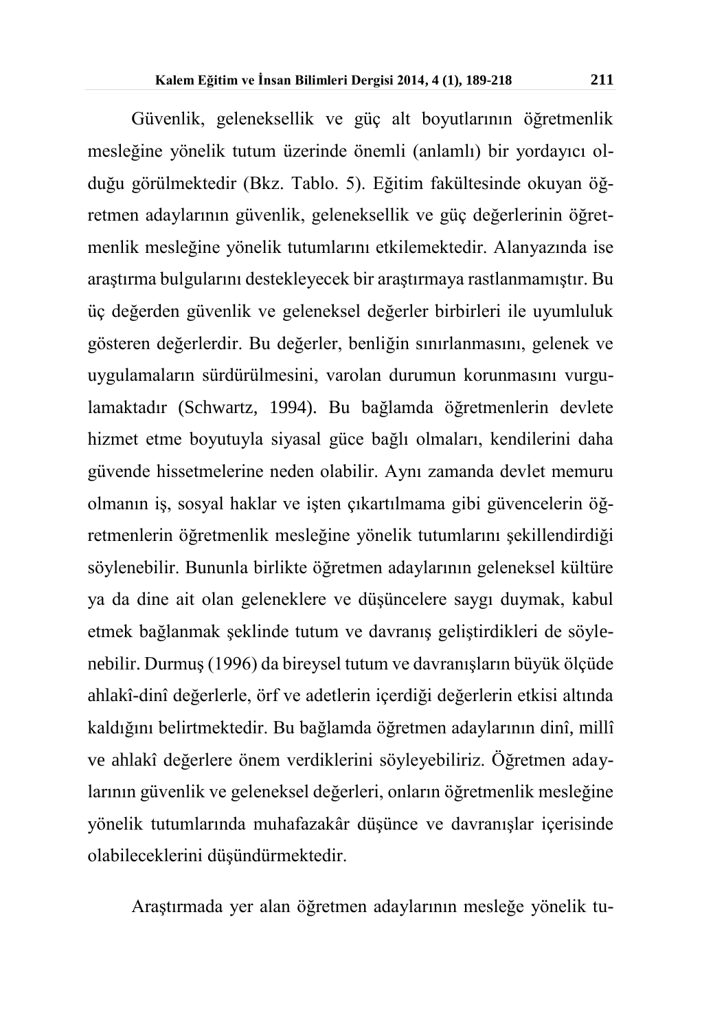Güvenlik, geleneksellik ve güç alt boyutlarının öğretmenlik mesleğine yönelik tutum üzerinde önemli (anlamlı) bir yordayıcı olduğu görülmektedir (Bkz. Tablo. 5). Eğitim fakültesinde okuyan öğretmen adaylarının güvenlik, geleneksellik ve güç değerlerinin öğretmenlik mesleğine yönelik tutumlarını etkilemektedir. Alanyazında ise araştırma bulgularını destekleyecek bir araştırmaya rastlanmamıştır. Bu üç değerden güvenlik ve geleneksel değerler birbirleri ile uyumluluk gösteren değerlerdir. Bu değerler, benliğin sınırlanmasını, gelenek ve uygulamaların sürdürülmesini, varolan durumun korunmasını vurgulamaktadır (Schwartz, 1994). Bu bağlamda öğretmenlerin devlete hizmet etme boyutuyla siyasal güce bağlı olmaları, kendilerini daha güvende hissetmelerine neden olabilir. Aynı zamanda devlet memuru olmanın iş, sosyal haklar ve işten çıkartılmama gibi güvencelerin öğretmenlerin öğretmenlik mesleğine yönelik tutumlarını şekillendirdiği söylenebilir. Bununla birlikte öğretmen adaylarının geleneksel kültüre ya da dine ait olan geleneklere ve düşüncelere saygı duymak, kabul etmek bağlanmak şeklinde tutum ve davranış geliştirdikleri de söylenebilir. Durmuş (1996) da bireysel tutum ve davranışların büyük ölçüde ahlakî-dinî değerlerle, örf ve adetlerin içerdiği değerlerin etkisi altında kaldığını belirtmektedir. Bu bağlamda öğretmen adaylarının dinî, millî ve ahlakî değerlere önem verdiklerini söyleyebiliriz. Öğretmen adaylarının güvenlik ve geleneksel değerleri, onların öğretmenlik mesleğine yönelik tutumlarında muhafazakâr düşünce ve davranışlar içerisinde olabileceklerini düşündürmektedir.

Araştırmada yer alan öğretmen adaylarının mesleğe yönelik tu-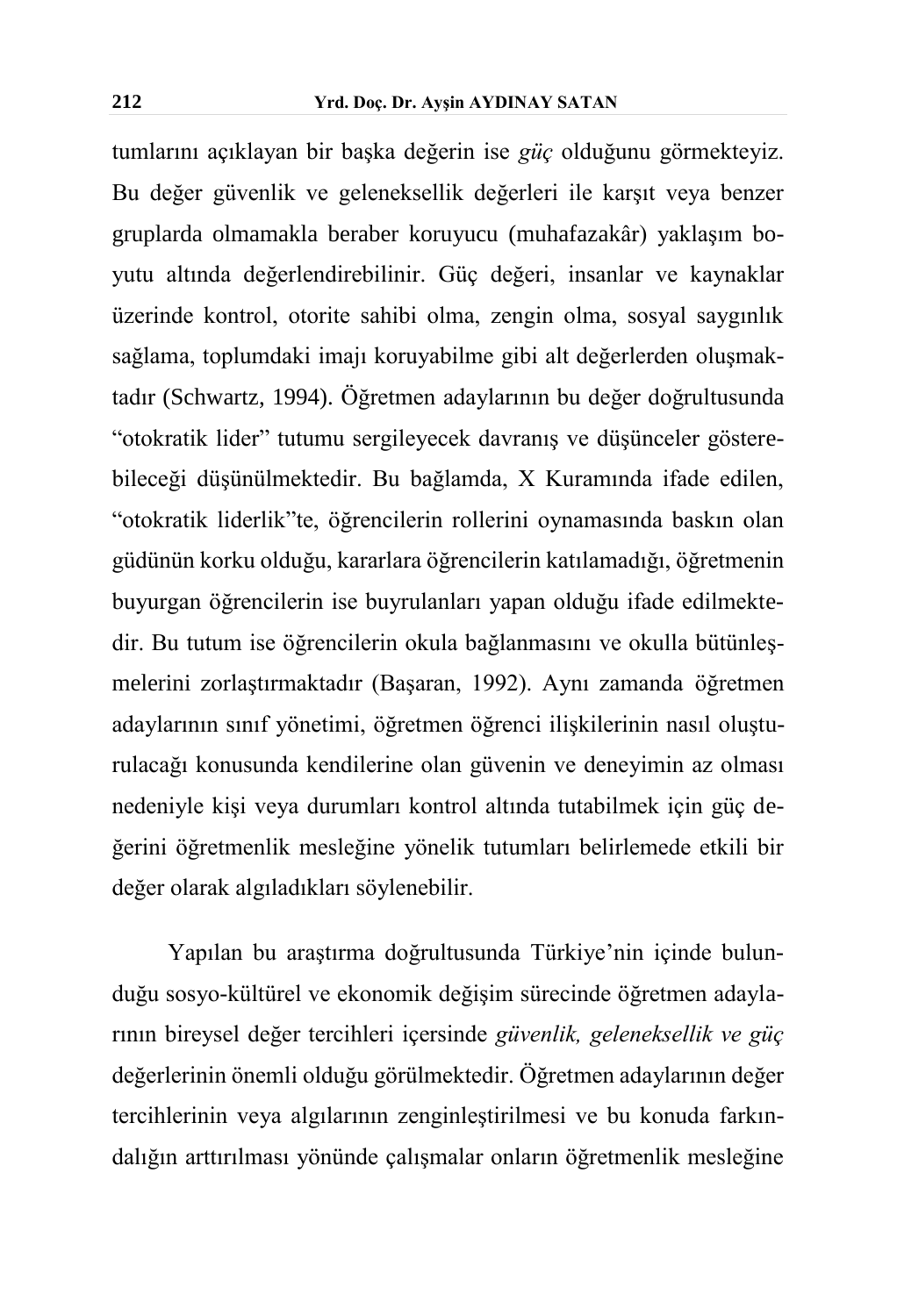tumlarını açıklayan bir başka değerin ise *güç* olduğunu görmekteyiz. Bu değer güvenlik ve geleneksellik değerleri ile karşıt veya benzer gruplarda olmamakla beraber koruyucu (muhafazakâr) yaklaşım boyutu altında değerlendirebilinir. Güç değeri, insanlar ve kaynaklar üzerinde kontrol, otorite sahibi olma, zengin olma, sosyal saygınlık sağlama, toplumdaki imajı koruyabilme gibi alt değerlerden oluşmaktadır (Schwartz, 1994). Öğretmen adaylarının bu değer doğrultusunda "otokratik lider" tutumu sergileyecek davranış ve düşünceler gösterebileceği düşünülmektedir. Bu bağlamda, X Kuramında ifade edilen, "otokratik liderlik"te, öğrencilerin rollerini oynamasında baskın olan güdünün korku olduğu, kararlara öğrencilerin katılamadığı, öğretmenin buyurgan öğrencilerin ise buyrulanları yapan olduğu ifade edilmektedir. Bu tutum ise öğrencilerin okula bağlanmasını ve okulla bütünleşmelerini zorlaştırmaktadır (Başaran, 1992). Aynı zamanda öğretmen adaylarının sınıf yönetimi, öğretmen öğrenci ilişkilerinin nasıl oluşturulacağı konusunda kendilerine olan güvenin ve deneyimin az olması nedeniyle kişi veya durumları kontrol altında tutabilmek için güç değerini öğretmenlik mesleğine yönelik tutumları belirlemede etkili bir değer olarak algıladıkları söylenebilir.

Yapılan bu araştırma doğrultusunda Türkiye'nin içinde bulunduğu sosyo-kültürel ve ekonomik değişim sürecinde öğretmen adaylarının bireysel değer tercihleri içersinde *güvenlik, geleneksellik ve güç* değerlerinin önemli olduğu görülmektedir. Öğretmen adaylarının değer tercihlerinin veya algılarının zenginleştirilmesi ve bu konuda farkındalığın arttırılması yönünde çalışmalar onların öğretmenlik mesleğine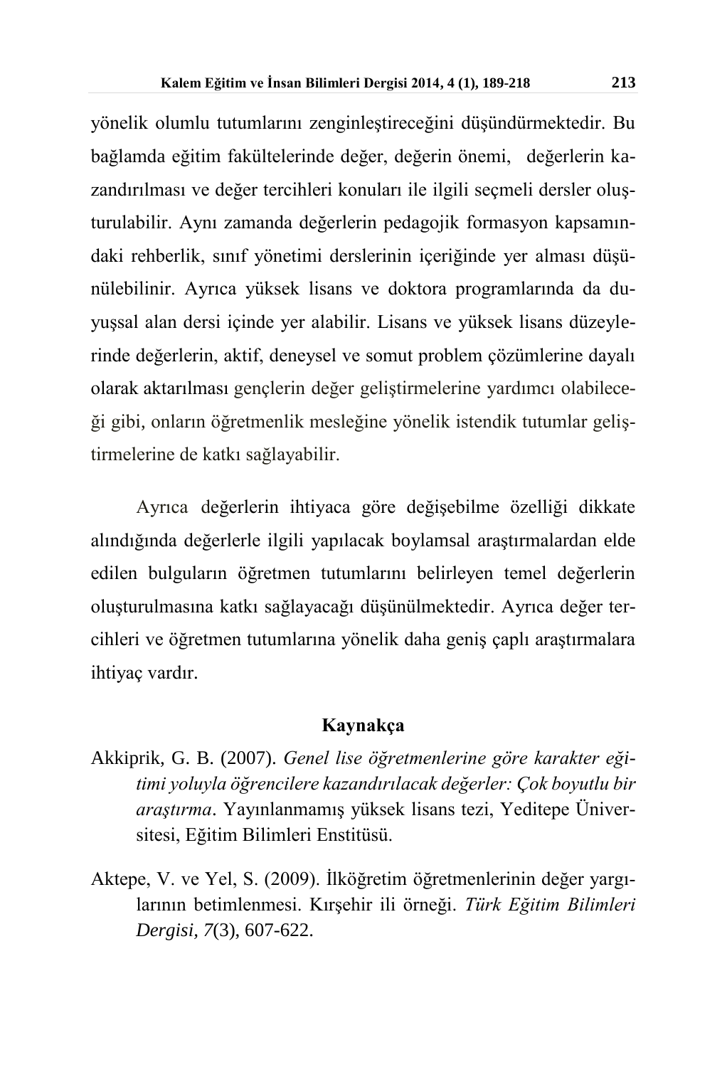yönelik olumlu tutumlarını zenginleştireceğini düşündürmektedir. Bu bağlamda eğitim fakültelerinde değer, değerin önemi, değerlerin kazandırılması ve değer tercihleri konuları ile ilgili seçmeli dersler oluşturulabilir. Aynı zamanda değerlerin pedagojik formasyon kapsamındaki rehberlik, sınıf yönetimi derslerinin içeriğinde yer alması düşünülebilinir. Ayrıca yüksek lisans ve doktora programlarında da duyuşsal alan dersi içinde yer alabilir. Lisans ve yüksek lisans düzeylerinde değerlerin, aktif, deneysel ve somut problem çözümlerine dayalı olarak aktarılması gençlerin değer geliştirmelerine yardımcı olabileceği gibi, onların öğretmenlik mesleğine yönelik istendik tutumlar geliştirmelerine de katkı sağlayabilir.

Ayrıca değerlerin ihtiyaca göre değişebilme özelliği dikkate alındığında değerlerle ilgili yapılacak boylamsal araştırmalardan elde edilen bulguların öğretmen tutumlarını belirleyen temel değerlerin oluşturulmasına katkı sağlayacağı düşünülmektedir. Ayrıca değer tercihleri ve öğretmen tutumlarına yönelik daha geniş çaplı araştırmalara ihtiyaç vardır.

## Kaynakça

Akkiprik, G. B. (2007). *Genel lise öğretmenlerine göre karakter eğitimi yoluyla öğrencilere kazandırılacak değerler: Çok boyutlu bir araştırma*. Yayınlanmamış yüksek lisans tezi, Yeditepe Üniversitesi, Eğitim Bilimleri Enstitüsü.

Aktepe, V. ve Yel, S. (2009). İlköğretim öğretmenlerinin değer yargılarının betimlenmesi. Kırşehir ili örneği. *Türk Eğitim Bilimleri Dergisi, 7*(3), 607-622.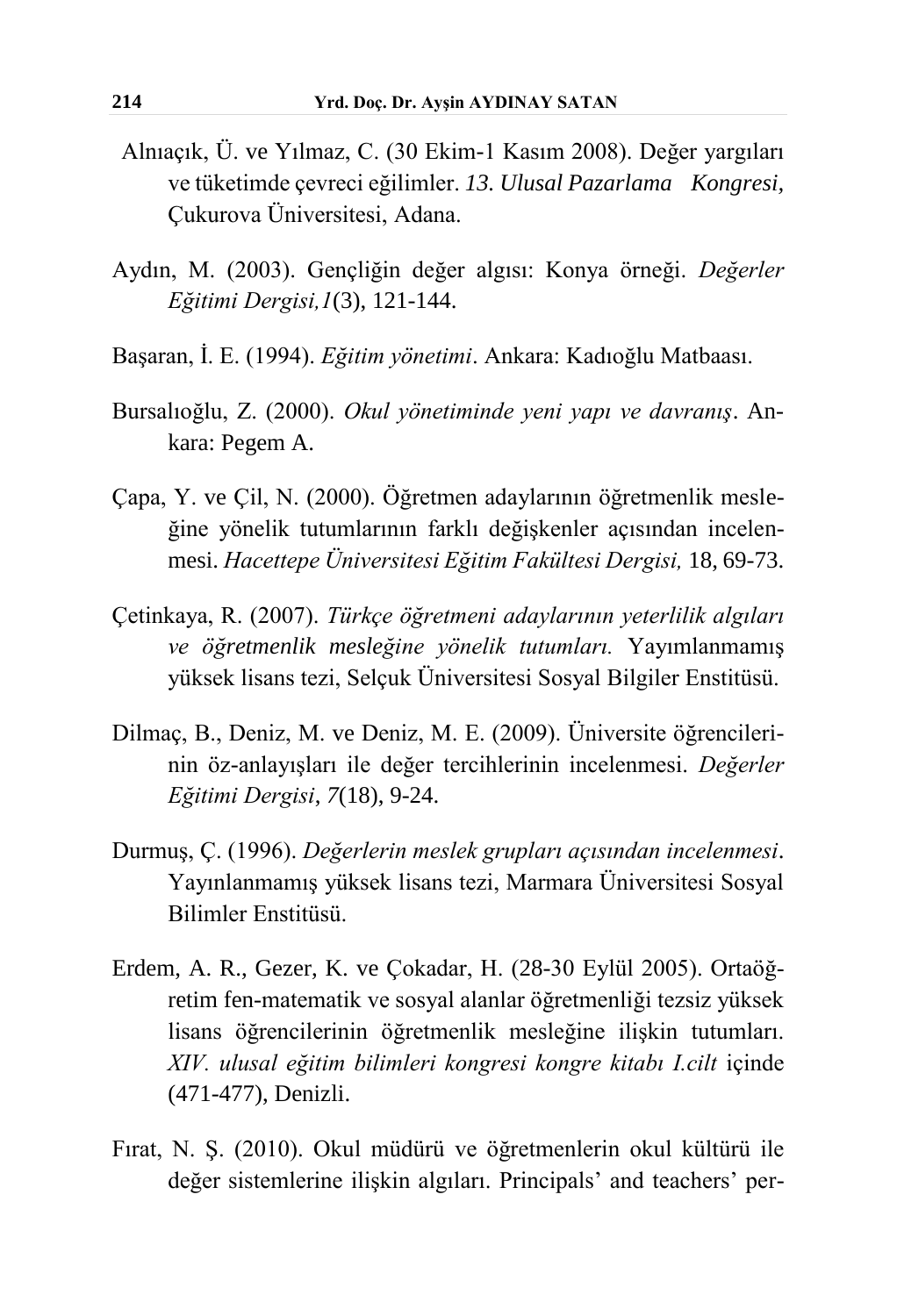Alnıaçık, Ü. ve Yılmaz, C. (30 Ekim-1 Kasım 2008). Değer yargıları ve tüketimde çevreci eğilimler. *13. Ulusal Pazarlama Kongresi,* Çukurova Üniversitesi, Adana.

Aydın, M. (2003). Gençliğin değer algısı: Konya örneği. *Değerler Eğitimi Dergisi,1*(3), 121-144.

Başaran, İ. E. (1994). *Eğitim yönetimi*. Ankara: Kadıoğlu Matbaası.

Bursalıoğlu, Z. (2000). *Okul yönetiminde yeni yapı ve davranış*. Ankara: Pegem A.

Çapa, Y. ve Çil, N. (2000). Öğretmen adaylarının öğretmenlik mesleğine yönelik tutumlarının farklı değişkenler açısından incelenmesi. *Hacettepe Üniversitesi Eğitim Fakültesi Dergisi,* 18, 69-73.

Çetinkaya, R. (2007). *Türkçe öğretmeni adaylarının yeterlilik algıları ve öğretmenlik mesleğine yönelik tutumları.* Yayımlanmamış yüksek lisans tezi, Selçuk Üniversitesi Sosyal Bilgiler Enstitüsü.

Dilmaç, B., Deniz, M. ve Deniz, M. E. (2009). Üniversite öğrencilerinin öz-anlayışları ile değer tercihlerinin incelenmesi. *Değerler Eğitimi Dergisi, 7*(18), 9-24.

Durmuş, Ç. (1996). *Değerlerin meslek grupları açısından incelenmesi*. Yayınlanmamış yüksek lisans tezi, Marmara Üniversitesi Sosyal Bilimler Enstitüsü.

Erdem, A. R., Gezer, K. ve Çokadar, H. (28-30 Eylül 2005). Ortaöğretim fen-matematik ve sosyal alanlar öğretmenliği tezsiz yüksek lisans öğrencilerinin öğretmenlik mesleğine ilişkin tutumları. *XIV. ulusal eğitim bilimleri kongresi kongre kitabı I.cilt* içinde (471-477), Denizli.

Fırat, N. Ş. (2010). Okul müdürü ve öğretmenlerin okul kültürü ile değer sistemlerine ilişkin algıları. Principals' and teachers' per-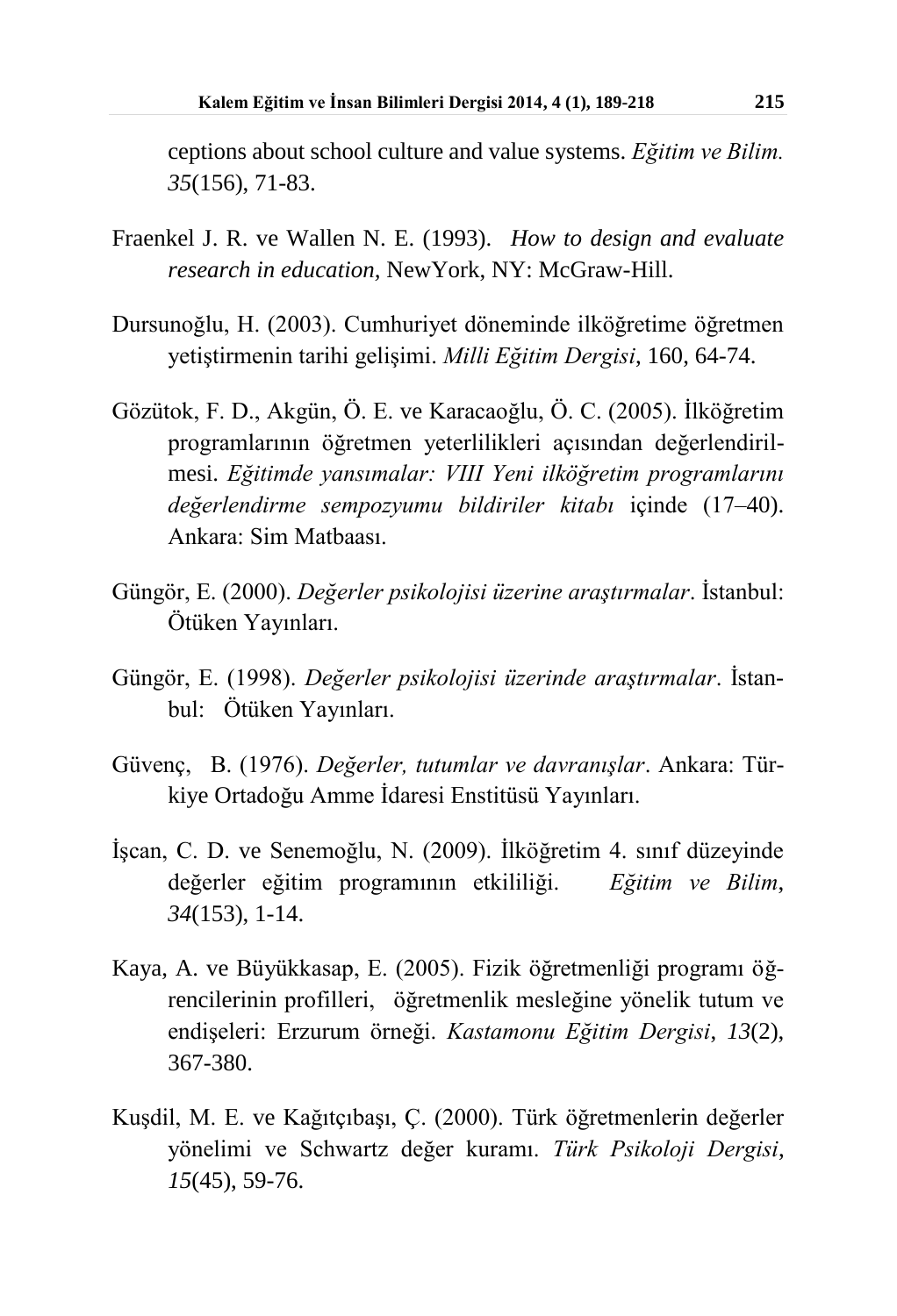ceptions about school culture and value systems. *Eğitim ve Bilim. 35*(156), 71-83.

Fraenkel J. R. ve Wallen N. E. (1993). *How to design and evaluate research in education,* NewYork, NY: McGraw-Hill.

Dursunoğlu, H. (2003). Cumhuriyet döneminde ilköğretime öğretmen yetiştirmenin tarihi gelişimi. *Milli Eğitim Dergisi*, 160, 64-74.

Gözütok, F. D., Akgün, Ö. E. ve Karacaoğlu, Ö. C. (2005). İlköğretim programlarının öğretmen yeterlilikleri açısından değerlendirilmesi. *Eğitimde yansımalar: VIII Yeni ilköğretim programlarını değerlendirme sempozyumu bildiriler kitabı* içinde (17–40). Ankara: Sim Matbaası.

Güngör, E. (2000). *Değerler psikolojisi üzerine araştırmalar*. İstanbul: Ötüken Yayınları.

Güngör, E. (1998). *Değerler psikolojisi üzerinde araştırmalar*. İstanbul: Ötüken Yayınları.

Güvenç, B. (1976). *Değerler, tutumlar ve davranışlar*. Ankara: Türkiye Ortadoğu Amme İdaresi Enstitüsü Yayınları.

İşcan, C. D. ve Senemoğlu, N. (2009). İlköğretim 4. sınıf düzeyinde değerler eğitim programının etkililiği. *Eğitim ve Bilim*, *34*(153), 1-14.

Kaya, A. ve Büyükkasap, E. (2005). Fizik öğretmenliği programı öğrencilerinin profilleri, öğretmenlik mesleğine yönelik tutum ve endişeleri: Erzurum örneği. *Kastamonu Eğitim Dergisi*, *13*(2), 367-380.

Kuşdil, M. E. ve Kağıtçıbaşı, Ç. (2000). Türk öğretmenlerin değerler yönelimi ve Schwartz değer kuramı. *Türk Psikoloji Dergisi*, *15*(45), 59-76.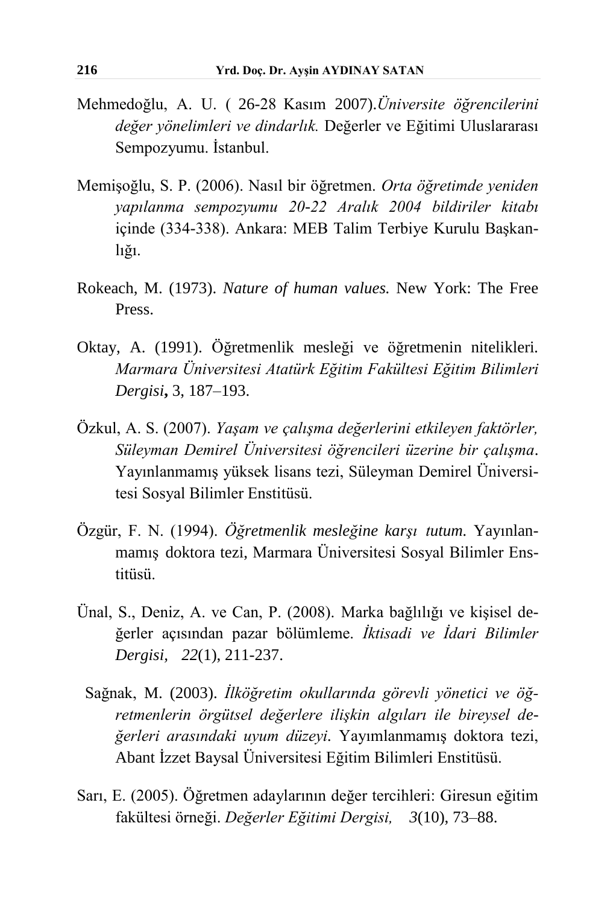Mehmedoğlu, A. U. ( 26-28 Kasım 2007).*Üniversite öğrencilerini değer yönelimleri ve dindarlık.* Değerler ve Eğitimi Uluslararası Sempozyumu. İstanbul.

Memişoğlu, S. P. (2006). Nasıl bir öğretmen. *Orta öğretimde yeniden yapılanma sempozyumu 20-22 Aralık 2004 bildiriler kitabı* içinde (334-338). Ankara: MEB Talim Terbiye Kurulu Başkanlığı.

Rokeach, M. (1973). *Nature of human values.* New York: The Free Press.

Oktay, A. (1991). Öğretmenlik mesleği ve öğretmenin nitelikleri. *Marmara Üniversitesi Atatürk Eğitim Fakültesi Eğitim Bilimleri Dergisi***,** 3, 187–193.

Özkul, A. S. (2007). *Yaşam ve çalışma değerlerini etkileyen faktörler, Süleyman Demirel Üniversitesi öğrencileri üzerine bir çalışma*. Yayınlanmamış yüksek lisans tezi, Süleyman Demirel Üniversitesi Sosyal Bilimler Enstitüsü.

Özgür, F. N. (1994). *Öğretmenlik mesleğine karşı tutum.* Yayınlanmamış doktora tezi, Marmara Üniversitesi Sosyal Bilimler Enstitüsü.

Ünal, S., Deniz, A. ve Can, P. (2008). Marka bağlılığı ve kişisel değerler açısından pazar bölümleme. *İktisadi ve İdari Bilimler Dergisi, 22*(1), 211-237.

Sağnak, M. (2003). *İlköğretim okullarında görevli yönetici ve öğretmenlerin örgütsel değerlere ilişkin algıları ile bireysel değerleri arasındaki uyum düzeyi.* Yayımlanmamış doktora tezi, Abant İzzet Baysal Üniversitesi Eğitim Bilimleri Enstitüsü.

Sarı, E. (2005). Öğretmen adaylarının değer tercihleri: Giresun eğitim fakültesi örneği. *Değerler Eğitimi Dergisi, 3*(10), 73–88.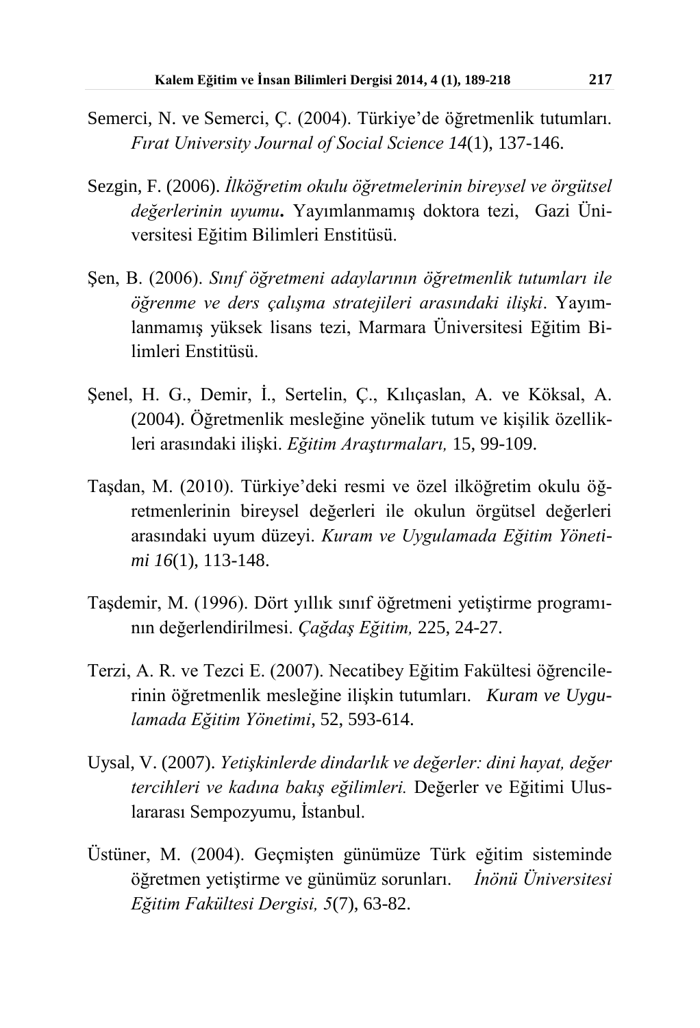Semerci, N. ve Semerci, Ç. (2004). Türkiye'de öğretmenlik tutumları. *Fırat University Journal of Social Science 14*(1), 137-146.

Sezgin, F. (2006). *İlköğretim okulu öğretmelerinin bireysel ve örgütsel değerlerinin uyumu***.** Yayımlanmamış doktora tezi, Gazi Üniversitesi Eğitim Bilimleri Enstitüsü.

Şen, B. (2006). *Sınıf öğretmeni adaylarının öğretmenlik tutumları ile öğrenme ve ders çalışma stratejileri arasındaki ilişki*. Yayımlanmamış yüksek lisans tezi, Marmara Üniversitesi Eğitim Bilimleri Enstitüsü.

Şenel, H. G., Demir, İ., Sertelin, Ç., Kılıçaslan, A. ve Köksal, A. (2004). Öğretmenlik mesleğine yönelik tutum ve kişilik özellikleri arasındaki ilişki. *Eğitim Araştırmaları,* 15, 99-109.

Taşdan, M. (2010). Türkiye'deki resmi ve özel ilköğretim okulu öğretmenlerinin bireysel değerleri ile okulun örgütsel değerleri arasındaki uyum düzeyi. *Kuram ve Uygulamada Eğitim Yönetimi 16*(1), 113-148.

Taşdemir, M. (1996). Dört yıllık sınıf öğretmeni yetiştirme programının değerlendirilmesi. *Çağdaş Eğitim,* 225, 24-27.

Terzi, A. R. ve Tezci E. (2007). Necatibey Eğitim Fakültesi öğrencilerinin öğretmenlik mesleğine ilişkin tutumları. *Kuram ve Uygulamada Eğitim Yönetimi*, 52, 593-614.

Uysal, V. (2007). *Yetişkinlerde dindarlık ve değerler: dini hayat, değer tercihleri ve kadına bakış eğilimleri.* Değerler ve Eğitimi Uluslararası Sempozyumu, İstanbul.

Üstüner, M. (2004). Geçmişten günümüze Türk eğitim sisteminde öğretmen yetiştirme ve günümüz sorunları. *İnönü Üniversitesi Eğitim Fakültesi Dergisi, 5*(7), 63-82.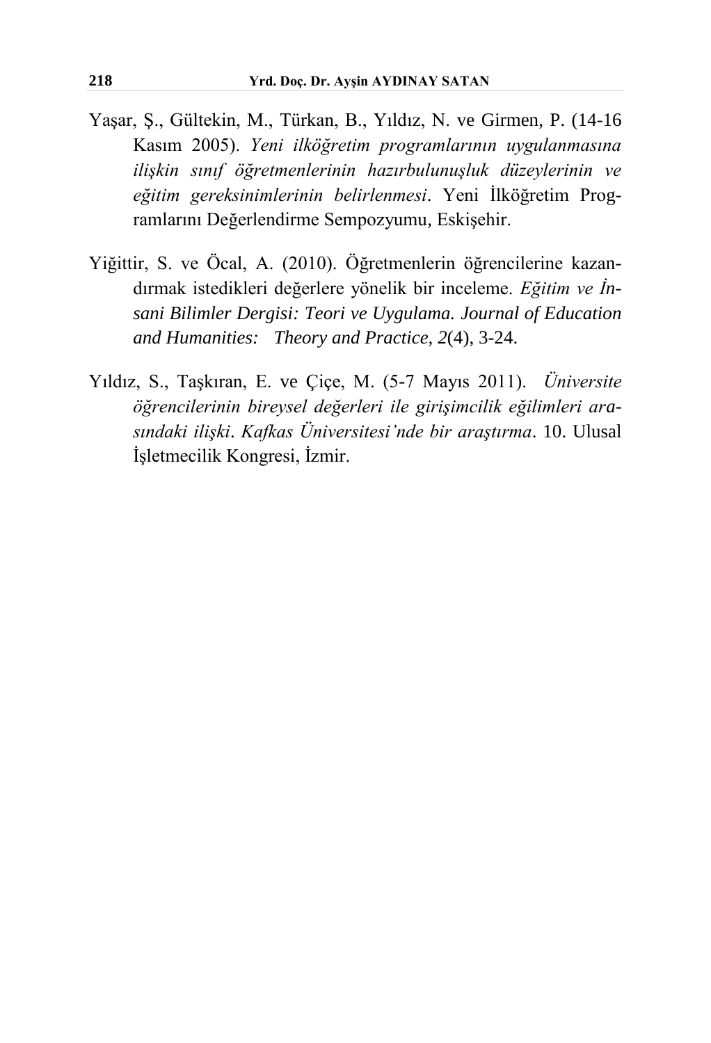Yaşar, Ş., Gültekin, M., Türkan, B., Yıldız, N. ve Girmen, P. (14-16 Kasım 2005). *Yeni ilköğretim programlarının uygulanmasına ilişkin sınıf öğretmenlerinin hazırbulunuşluk düzeylerinin ve eğitim gereksinimlerinin belirlenmesi*. Yeni İlköğretim Programlarını Değerlendirme Sempozyumu, Eskişehir.

Yiğittir, S. ve Öcal, A. (2010). Öğretmenlerin öğrencilerine kazandırmak istedikleri değerlere yönelik bir inceleme. *Eğitim ve İnsani Bilimler Dergisi: Teori ve Uygulama. Journal of Education and Humanities: Theory and Practice, 2*(4), 3-24.

Yıldız, S., Taşkıran, E. ve Çiçe, M. (5-7 Mayıs 2011). *Üniversite öğrencilerinin bireysel değerleri ile girişimcilik eğilimleri arasındaki ilişki*. *Kafkas Üniversitesi'nde bir araştırma*. 10. Ulusal İşletmecilik Kongresi, İzmir.